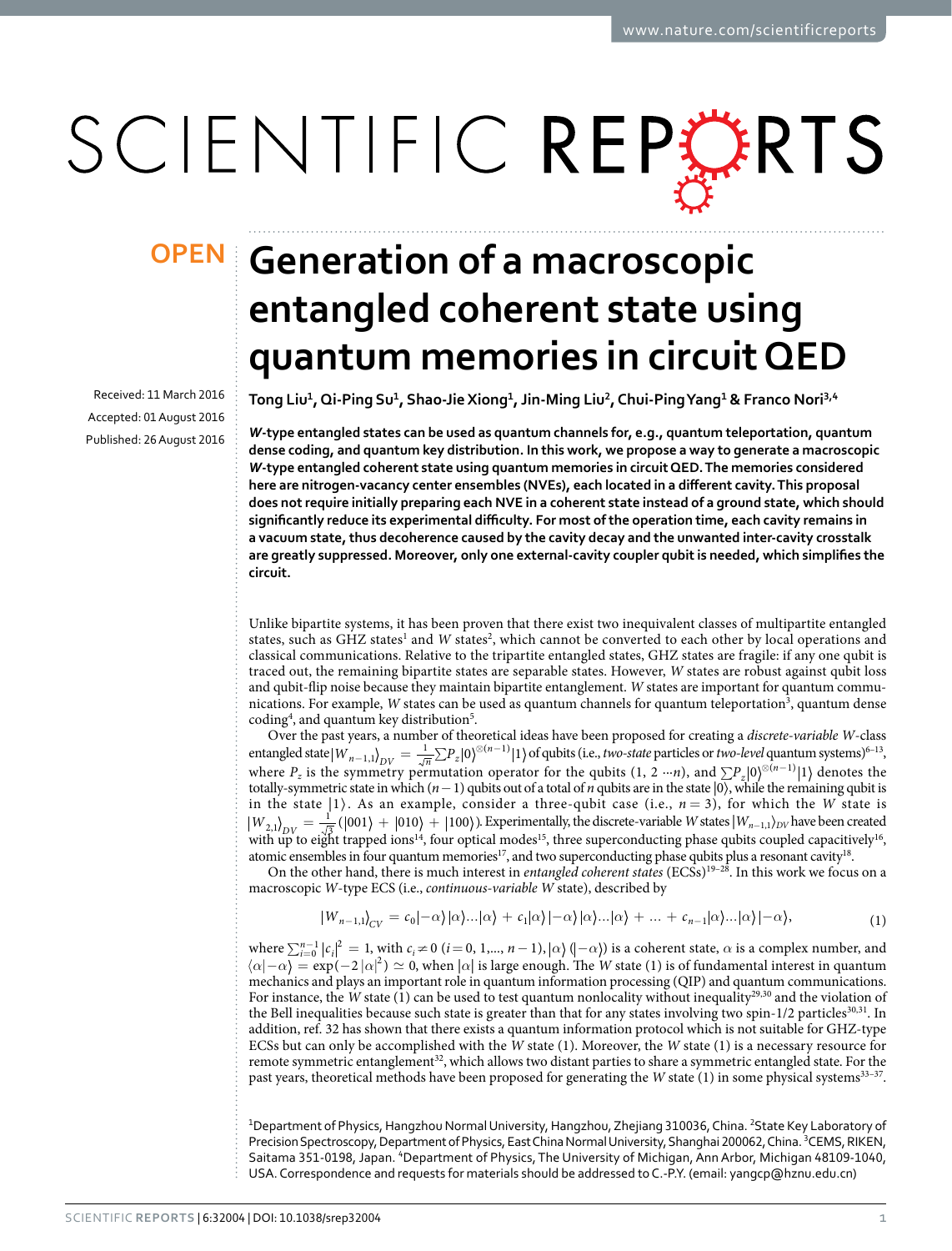OPEN

# Generation of a macroscopic entangled coherent state using quantum memories in circuit QED

Received: 11 March 2016

Accepted: 01 August 2016

Published: 26 August 2016

Tong Liu[1], Qi-Ping Su[1], Shao-Jie Xiong[1], Jin-Ming Liu[2], Chui-Ping Yang[1] & Franco Nori[3,4]

***W*-type entangled states can be used as quantum channels for, e.g., quantum teleportation, quantum dense coding, and quantum key distribution. In this work, we propose a way to generate a macroscopic *W*-type entangled coherent state using quantum memories in circuit QED. The memories considered here are nitrogen-vacancy center ensembles (NVEs), each located in a different cavity. This proposal does not require initially preparing each NVE in a coherent state instead of a ground state, which should significantly reduce its experimental difficulty. For most of the operation time, each cavity remains in a vacuum state, thus decoherence caused by the cavity decay and the unwanted inter-cavity crosstalk are greatly suppressed. Moreover, only one external-cavity coupler qubit is needed, which simplifies the circuit.**

Unlike bipartite systems, it has been proven that there exist two inequivalent classes of multipartite entangled states, such as GHZ states[1] and *W* states[2], which cannot be converted to each other by local operations and classical communications. Relative to the tripartite entangled states, GHZ states are fragile: if any one qubit is traced out, the remaining bipartite states are separable states. However, *W* states are robust against qubit loss and qubit-flip noise because they maintain bipartite entanglement. *W* states are important for quantum communications. For example, *W* states can be used as quantum channels for quantum teleportation[3], quantum dense coding[4], and quantum key distribution[5].

Over the past years, a number of theoretical ideas have been proposed for creating a *discrete-variable W*-class entangled state $|W_{n-1,1}\rangle_{DV} = \frac{1}{\sqrt{n}}\sum P_z|0\rangle^{\otimes(n-1)}|1\rangle$ of qubits (i.e., *two-state* particles or *two-level* quantum systems)[6–13], where $P_z$ is the symmetry permutation operator for the qubits (1, 2 $\cdots n$), and $\sum P_z|0\rangle^{\otimes(n-1)}|1\rangle$ denotes the totally-symmetric state in which $(n-1)$ qubits out of a total of $n$ qubits are in the state $|0\rangle$, while the remaining qubit is in the state $|1\rangle$. As an example, consider a three-qubit case (i.e., $n = 3$), for which the *W* state is $|W_{2,1}\rangle_{DV} = \frac{1}{\sqrt{3}}(|001\rangle + |010\rangle + |100\rangle)$. Experimentally, the discrete-variable *W* states $|W_{n-1,1}\rangle_{DV}$ have been created with up to eight trapped ions[14], four optical modes[15], three superconducting phase qubits coupled capacitively[16], atomic ensembles in four quantum memories[17], and two superconducting phase qubits plus a resonant cavity[18].

On the other hand, there is much interest in *entangled coherent states* (ECSs)[19–28]. In this work we focus on a macroscopic *W*-type ECS (i.e., *continuous-variable W* state), described by

$$|W_{n-1,1}\rangle_{CV} = c_0|-\alpha\rangle|\alpha\rangle\ldots|\alpha\rangle + c_1|\alpha\rangle|-\alpha\rangle|\alpha\rangle\ldots|\alpha\rangle + \ldots + c_{n-1}|\alpha\rangle\ldots|\alpha\rangle|-\alpha\rangle, \tag{1}$$

where $\sum_{i=0}^{n-1}|c_i|^2 = 1$, with $c_i \neq 0$ $(i = 0, 1, \ldots, n-1)$, $|\alpha\rangle$ ($|-\alpha\rangle$) is a coherent state, $\alpha$ is a complex number, and $\langle\alpha|-\alpha\rangle = \exp(-2|\alpha|^2) \simeq 0$, when $|\alpha|$ is large enough. The *W* state (1) is of fundamental interest in quantum mechanics and plays an important role in quantum information processing (QIP) and quantum communications. For instance, the *W* state (1) can be used to test quantum nonlocality without inequality[29,30] and the violation of the Bell inequalities because such state is greater than that for any states involving two spin-1/2 particles[30,31]. In addition, ref. 32 has shown that there exists a quantum information protocol which is not suitable for GHZ-type ECSs but can only be accomplished with the *W* state (1). Moreover, the *W* state (1) is a necessary resource for remote symmetric entanglement[32], which allows two distant parties to share a symmetric entangled state. For the past years, theoretical methods have been proposed for generating the *W* state (1) in some physical systems[33–37].

[1]Department of Physics, Hangzhou Normal University, Hangzhou, Zhejiang 310036, China. [2]State Key Laboratory of Precision Spectroscopy, Department of Physics, East China Normal University, Shanghai 200062, China. [3]CEMS, RIKEN, Saitama 351-0198, Japan. [4]Department of Physics, The University of Michigan, Ann Arbor, Michigan 48109-1040, USA. Correspondence and requests for materials should be addressed to C.-P.Y. (email: yangcp@hznu.edu.cn)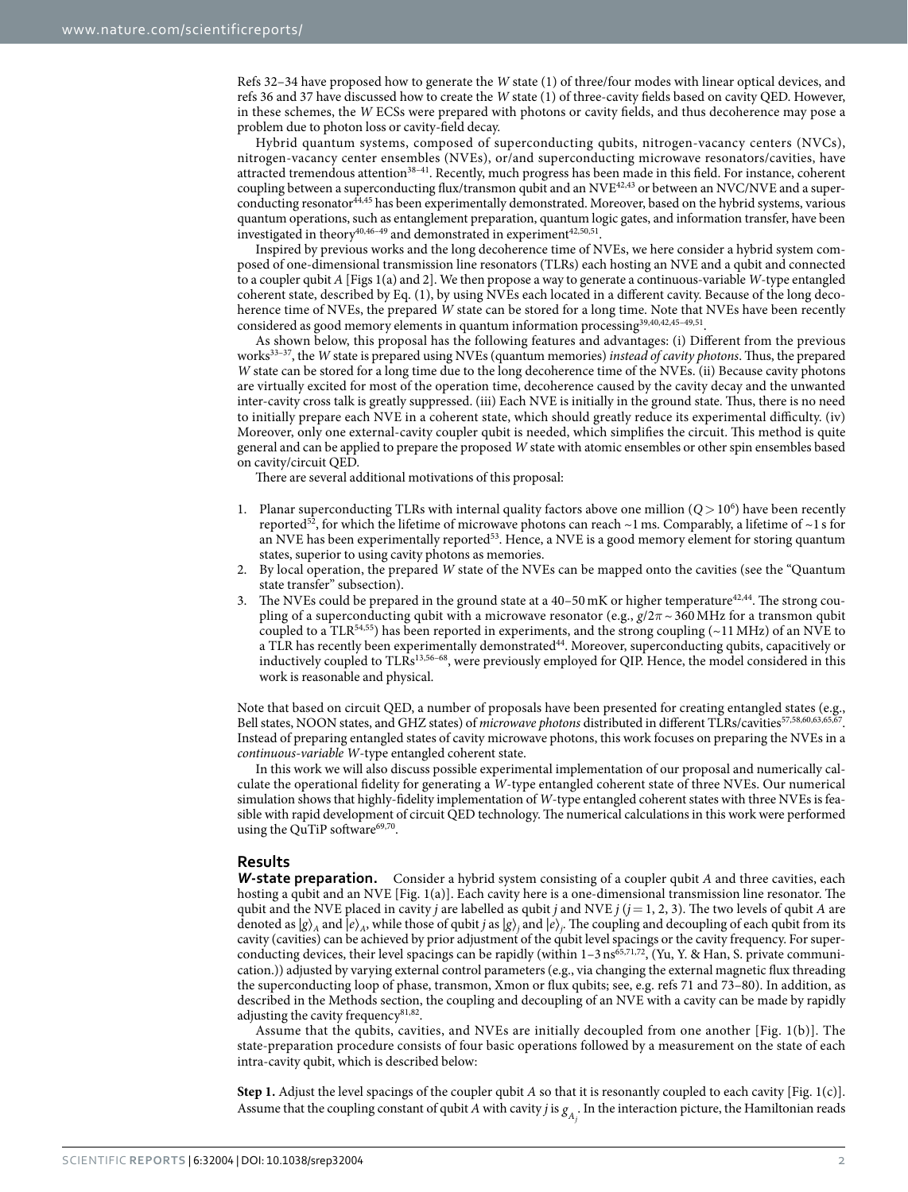Refs 32–34 have proposed how to generate the *W* state (1) of three/four modes with linear optical devices, and refs 36 and 37 have discussed how to create the *W* state (1) of three-cavity fields based on cavity QED. However, in these schemes, the *W* ECSs were prepared with photons or cavity fields, and thus decoherence may pose a problem due to photon loss or cavity-field decay.

Hybrid quantum systems, composed of superconducting qubits, nitrogen-vacancy centers (NVCs), nitrogen-vacancy center ensembles (NVEs), or/and superconducting microwave resonators/cavities, have attracted tremendous attention[38–41]. Recently, much progress has been made in this field. For instance, coherent coupling between a superconducting flux/transmon qubit and an NVE[42,43] or between an NVC/NVE and a superconducting resonator[44,45] has been experimentally demonstrated. Moreover, based on the hybrid systems, various quantum operations, such as entanglement preparation, quantum logic gates, and information transfer, have been investigated in theory[40,46–49] and demonstrated in experiment[42,50,51].

Inspired by previous works and the long decoherence time of NVEs, we here consider a hybrid system composed of one-dimensional transmission line resonators (TLRs) each hosting an NVE and a qubit and connected to a coupler qubit *A* [Figs 1(a) and 2]. We then propose a way to generate a continuous-variable *W*-type entangled coherent state, described by Eq. (1), by using NVEs each located in a different cavity. Because of the long decoherence time of NVEs, the prepared *W* state can be stored for a long time. Note that NVEs have been recently considered as good memory elements in quantum information processing[39,40,42,45–49,51].

As shown below, this proposal has the following features and advantages: (i) Different from the previous works[33–37], the *W* state is prepared using NVEs (quantum memories) *instead of cavity photons*. Thus, the prepared *W* state can be stored for a long time due to the long decoherence time of the NVEs. (ii) Because cavity photons are virtually excited for most of the operation time, decoherence caused by the cavity decay and the unwanted inter-cavity cross talk is greatly suppressed. (iii) Each NVE is initially in the ground state. Thus, there is no need to initially prepare each NVE in a coherent state, which should greatly reduce its experimental difficulty. (iv) Moreover, only one external-cavity coupler qubit is needed, which simplifies the circuit. This method is quite general and can be applied to prepare the proposed *W* state with atomic ensembles or other spin ensembles based on cavity/circuit QED.

There are several additional motivations of this proposal:

1. Planar superconducting TLRs with internal quality factors above one million ($Q > 10^6$) have been recently reported[52], for which the lifetime of microwave photons can reach ~1 ms. Comparably, a lifetime of ~1 s for an NVE has been experimentally reported[53]. Hence, a NVE is a good memory element for storing quantum states, superior to using cavity photons as memories.
2. By local operation, the prepared *W* state of the NVEs can be mapped onto the cavities (see the "Quantum state transfer" subsection).
3. The NVEs could be prepared in the ground state at a 40–50 mK or higher temperature[42,44]. The strong coupling of a superconducting qubit with a microwave resonator (e.g., $g/2\pi \sim 360$ MHz for a transmon qubit coupled to a TLR[54,55]) has been reported in experiments, and the strong coupling (~11 MHz) of an NVE to a TLR has recently been experimentally demonstrated[44]. Moreover, superconducting qubits, capacitively or inductively coupled to TLRs[13,56–68], were previously employed for QIP. Hence, the model considered in this work is reasonable and physical.

Note that based on circuit QED, a number of proposals have been presented for creating entangled states (e.g., Bell states, NOON states, and GHZ states) of *microwave photons* distributed in different TLRs/cavities[57,58,60,63,65,67]. Instead of preparing entangled states of cavity microwave photons, this work focuses on preparing the NVEs in a *continuous-variable W*-type entangled coherent state.

In this work we will also discuss possible experimental implementation of our proposal and numerically calculate the operational fidelity for generating a *W*-type entangled coherent state of three NVEs. Our numerical simulation shows that highly-fidelity implementation of *W*-type entangled coherent states with three NVEs is feasible with rapid development of circuit QED technology. The numerical calculations in this work were performed using the QuTiP software[69,70].

## Results

***W*-state preparation.** Consider a hybrid system consisting of a coupler qubit *A* and three cavities, each hosting a qubit and an NVE [Fig. 1(a)]. Each cavity here is a one-dimensional transmission line resonator. The qubit and the NVE placed in cavity *j* are labelled as qubit *j* and NVE *j* ($j = 1, 2, 3$). The two levels of qubit *A* are denoted as $|g\rangle_A$ and $|e\rangle_A$, while those of qubit *j* as $|g\rangle_j$ and $|e\rangle_j$. The coupling and decoupling of each qubit from its cavity (cavities) can be achieved by prior adjustment of the qubit level spacings or the cavity frequency. For superconducting devices, their level spacings can be rapidly (within 1–3 ns[65,71,72], (Yu, Y. & Han, S. private communication.)) adjusted by varying external control parameters (e.g., via changing the external magnetic flux threading the superconducting loop of phase, transmon, Xmon or flux qubits; see, e.g. refs 71 and 73–80). In addition, as described in the Methods section, the coupling and decoupling of an NVE with a cavity can be made by rapidly adjusting the cavity frequency[81,82].

Assume that the qubits, cavities, and NVEs are initially decoupled from one another [Fig. 1(b)]. The state-preparation procedure consists of four basic operations followed by a measurement on the state of each intra-cavity qubit, which is described below:

**Step 1.** Adjust the level spacings of the coupler qubit *A* so that it is resonantly coupled to each cavity [Fig. 1(c)]. Assume that the coupling constant of qubit *A* with cavity *j* is $g_{A_j}$. In the interaction picture, the Hamiltonian reads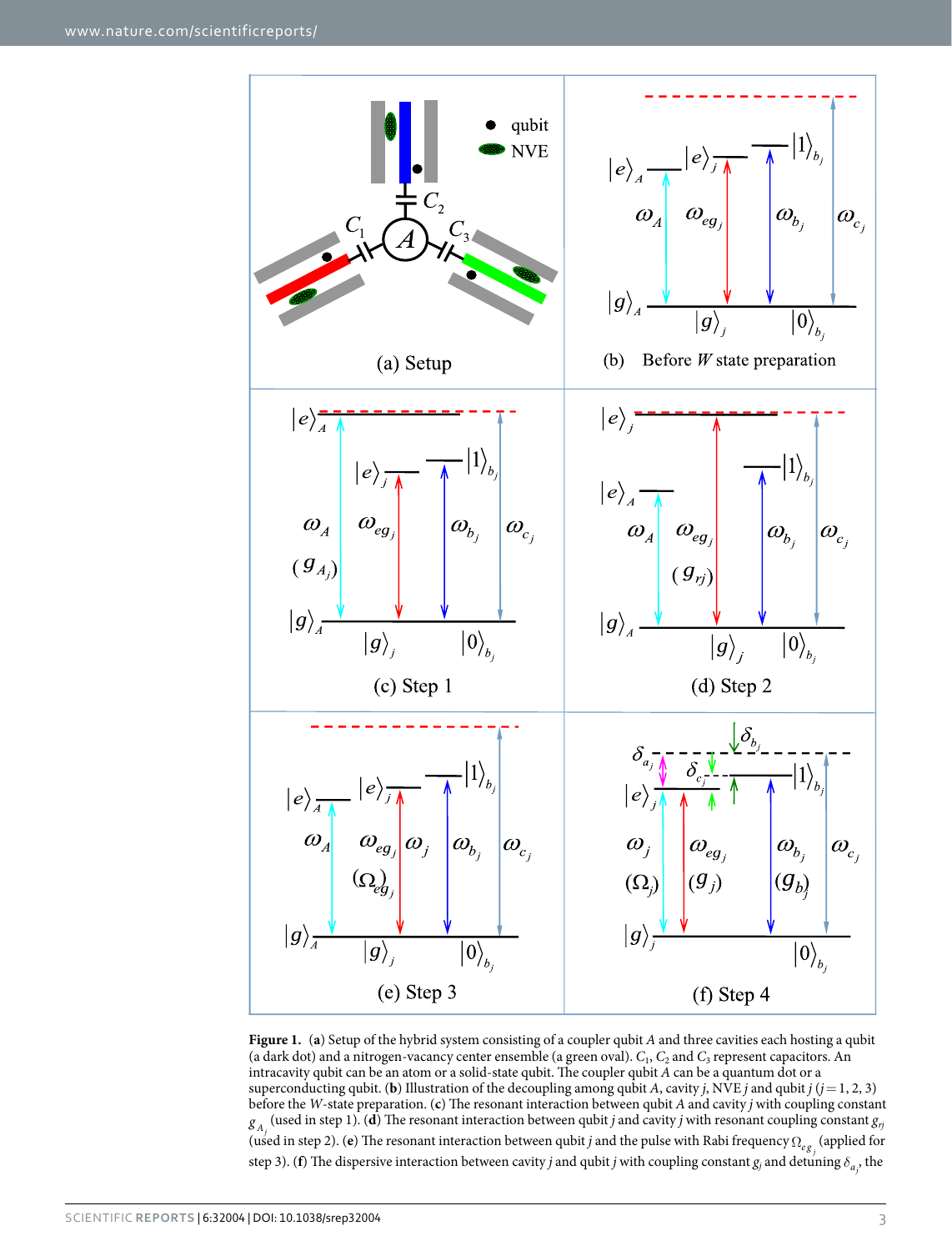**Figure 1.** (**a**) Setup of the hybrid system consisting of a coupler qubit $A$ and three cavities each hosting a qubit (a dark dot) and a nitrogen-vacancy center ensemble (a green oval). $C_1$, $C_2$ and $C_3$ represent capacitors. An intracavity qubit can be an atom or a solid-state qubit. The coupler qubit $A$ can be a quantum dot or a superconducting qubit. (**b**) Illustration of the decoupling among qubit $A$, cavity $j$, NVE $j$ and qubit $j$ ($j = 1, 2, 3$) before the $W$-state preparation. (**c**) The resonant interaction between qubit $A$ and cavity $j$ with coupling constant $g_{A_j}$ (used in step 1). (**d**) The resonant interaction between qubit $j$ and cavity $j$ with resonant coupling constant $g_{rj}$ (used in step 2). (**e**) The resonant interaction between qubit $j$ and the pulse with Rabi frequency $\Omega_{eg_j}$ (applied for step 3). (**f**) The dispersive interaction between cavity $j$ and qubit $j$ with coupling constant $g_j$ and detuning $\delta_{a_j}$, the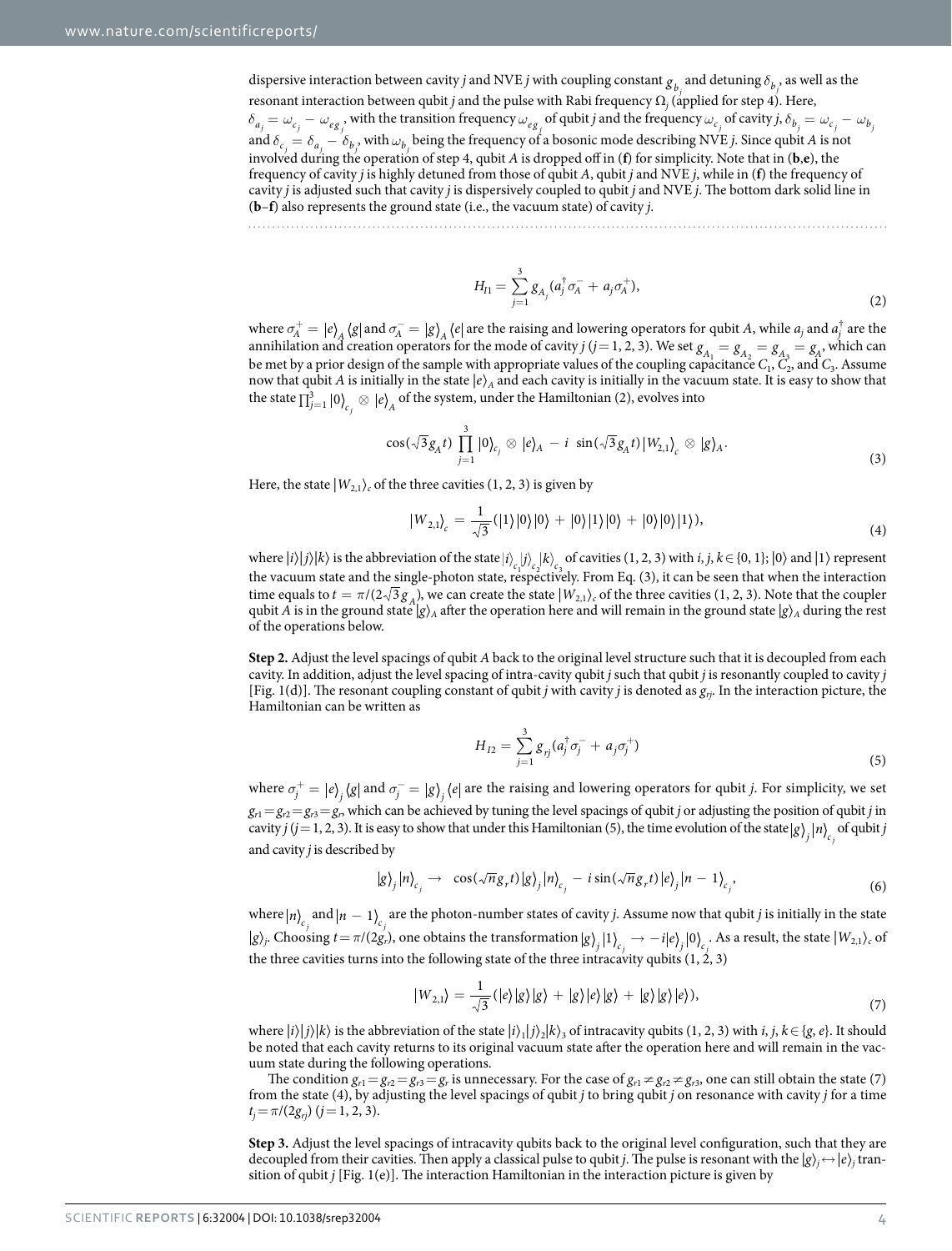dispersive interaction between cavity $j$ and NVE $j$ with coupling constant $g_{b_j}$ and detuning $\delta_{b_j}$, as well as the resonant interaction between qubit $j$ and the pulse with Rabi frequency $\Omega_j$ (applied for step 4). Here, $\delta_{a_j} = \omega_{c_j} - \omega_{eg_j}$, with the transition frequency $\omega_{eg_j}$ of qubit $j$ and the frequency $\omega_{c_j}$ of cavity $j$, $\delta_{b_j} = \omega_{c_j} - \omega_{b_j}$ and $\delta_{c_j} = \delta_{a_j} - \delta_{b_j}$, with $\omega_{b_j}$ being the frequency of a bosonic mode describing NVE $j$. Since qubit $A$ is not involved during the operation of step 4, qubit $A$ is dropped off in (**f**) for simplicity. Note that in (**b**,**e**), the frequency of cavity $j$ is highly detuned from those of qubit $A$, qubit $j$ and NVE $j$, while in (**f**) the frequency of cavity $j$ is adjusted such that cavity $j$ is dispersively coupled to qubit $j$ and NVE $j$. The bottom dark solid line in (**b**–**f**) also represents the ground state (i.e., the vacuum state) of cavity $j$.

$$H_{I1} = \sum_{j=1}^{3} g_{A_j}(a_j^{\dagger}\sigma_A^- + a_j\sigma_A^+), \tag{2}$$

where $\sigma_A^+ = |e\rangle_A \langle g|$ and $\sigma_A^- = |g\rangle_A \langle e|$ are the raising and lowering operators for qubit $A$, while $a_j$ and $a_j^{\dagger}$ are the annihilation and creation operators for the mode of cavity $j$ ($j = 1, 2, 3$). We set $g_{A_1} = g_{A_2} = g_{A_3} = g_A$, which can be met by a prior design of the sample with appropriate values of the coupling capacitance $C_1$, $C_2$, and $C_3$. Assume now that qubit $A$ is initially in the state $|e\rangle_A$ and each cavity is initially in the vacuum state. It is easy to show that the state $\prod_{j=1}^{3}|0\rangle_{c_j} \otimes |e\rangle_A$ of the system, under the Hamiltonian (2), evolves into

$$\cos(\sqrt{3}g_A t)\prod_{j=1}^{3}|0\rangle_{c_j} \otimes |e\rangle_A - i\ \sin(\sqrt{3}g_A t)|W_{2,1}\rangle_c \otimes |g\rangle_A. \tag{3}$$

Here, the state $|W_{2,1}\rangle_c$ of the three cavities (1, 2, 3) is given by

$$|W_{2,1}\rangle_c = \frac{1}{\sqrt{3}}(|1\rangle|0\rangle|0\rangle + |0\rangle|1\rangle|0\rangle + |0\rangle|0\rangle|1\rangle), \tag{4}$$

where $|i\rangle|j\rangle|k\rangle$ is the abbreviation of the state $|i\rangle_{c_1}|j\rangle_{c_2}|k\rangle_{c_3}$ of cavities (1, 2, 3) with $i, j, k \in \{0, 1\}$; $|0\rangle$ and $|1\rangle$ represent the vacuum state and the single-photon state, respectively. From Eq. (3), it can be seen that when the interaction time equals to $t = \pi/(2\sqrt{3}g_A)$, we can create the state $|W_{2,1}\rangle_c$ of the three cavities (1, 2, 3). Note that the coupler qubit $A$ is in the ground state $|g\rangle_A$ after the operation here and will remain in the ground state $|g\rangle_A$ during the rest of the operations below.

**Step 2.** Adjust the level spacings of qubit $A$ back to the original level structure such that it is decoupled from each cavity. In addition, adjust the level spacing of intra-cavity qubit $j$ such that qubit $j$ is resonantly coupled to cavity $j$ [Fig. 1(d)]. The resonant coupling constant of qubit $j$ with cavity $j$ is denoted as $g_{rj}$. In the interaction picture, the Hamiltonian can be written as

$$H_{I2} = \sum_{j=1}^{3} g_{rj}(a_j^{\dagger}\sigma_j^- + a_j\sigma_j^+) \tag{5}$$

where $\sigma_j^+ = |e\rangle_j \langle g|$ and $\sigma_j^- = |g\rangle_j \langle e|$ are the raising and lowering operators for qubit $j$. For simplicity, we set $g_{r1} = g_{r2} = g_{r3} = g_r$, which can be achieved by tuning the level spacings of qubit $j$ or adjusting the position of qubit $j$ in cavity $j$ ($j = 1, 2, 3$). It is easy to show that under this Hamiltonian (5), the time evolution of the state $|g\rangle_j|n\rangle_{c_j}$ of qubit $j$ and cavity $j$ is described by

$$|g\rangle_j|n\rangle_{c_j} \rightarrow \ \cos(\sqrt{n}g_r t)|g\rangle_j|n\rangle_{c_j} - i\sin(\sqrt{n}g_r t)|e\rangle_j|n-1\rangle_{c_j}, \tag{6}$$

where $|n\rangle_{c_j}$ and $|n-1\rangle_{c_j}$ are the photon-number states of cavity $j$. Assume now that qubit $j$ is initially in the state $|g\rangle_j$. Choosing $t = \pi/(2g_r)$, one obtains the transformation $|g\rangle_j|1\rangle_{c_j} \rightarrow -i|e\rangle_j|0\rangle_{c_j}$. As a result, the state $|W_{2,1}\rangle_c$ of the three cavities turns into the following state of the three intracavity qubits (1, 2, 3)

$$|W_{2,1}\rangle = \frac{1}{\sqrt{3}}(|e\rangle|g\rangle|g\rangle + |g\rangle|e\rangle|g\rangle + |g\rangle|g\rangle|e\rangle), \tag{7}$$

where $|i\rangle|j\rangle|k\rangle$ is the abbreviation of the state $|i\rangle_1|j\rangle_2|k\rangle_3$ of intracavity qubits (1, 2, 3) with $i, j, k \in \{g, e\}$. It should be noted that each cavity returns to its original vacuum state after the operation here and will remain in the vacuum state during the following operations.

The condition $g_{r1} = g_{r2} = g_{r3} = g_r$ is unnecessary. For the case of $g_{r1} \neq g_{r2} \neq g_{r3}$, one can still obtain the state (7) from the state (4), by adjusting the level spacings of qubit $j$ to bring qubit $j$ on resonance with cavity $j$ for a time $t_j = \pi/(2g_{rj})$ ($j = 1, 2, 3$).

**Step 3.** Adjust the level spacings of intracavity qubits back to the original level configuration, such that they are decoupled from their cavities. Then apply a classical pulse to qubit $j$. The pulse is resonant with the $|g\rangle_j \leftrightarrow |e\rangle_j$ transition of qubit $j$ [Fig. 1(e)]. The interaction Hamiltonian in the interaction picture is given by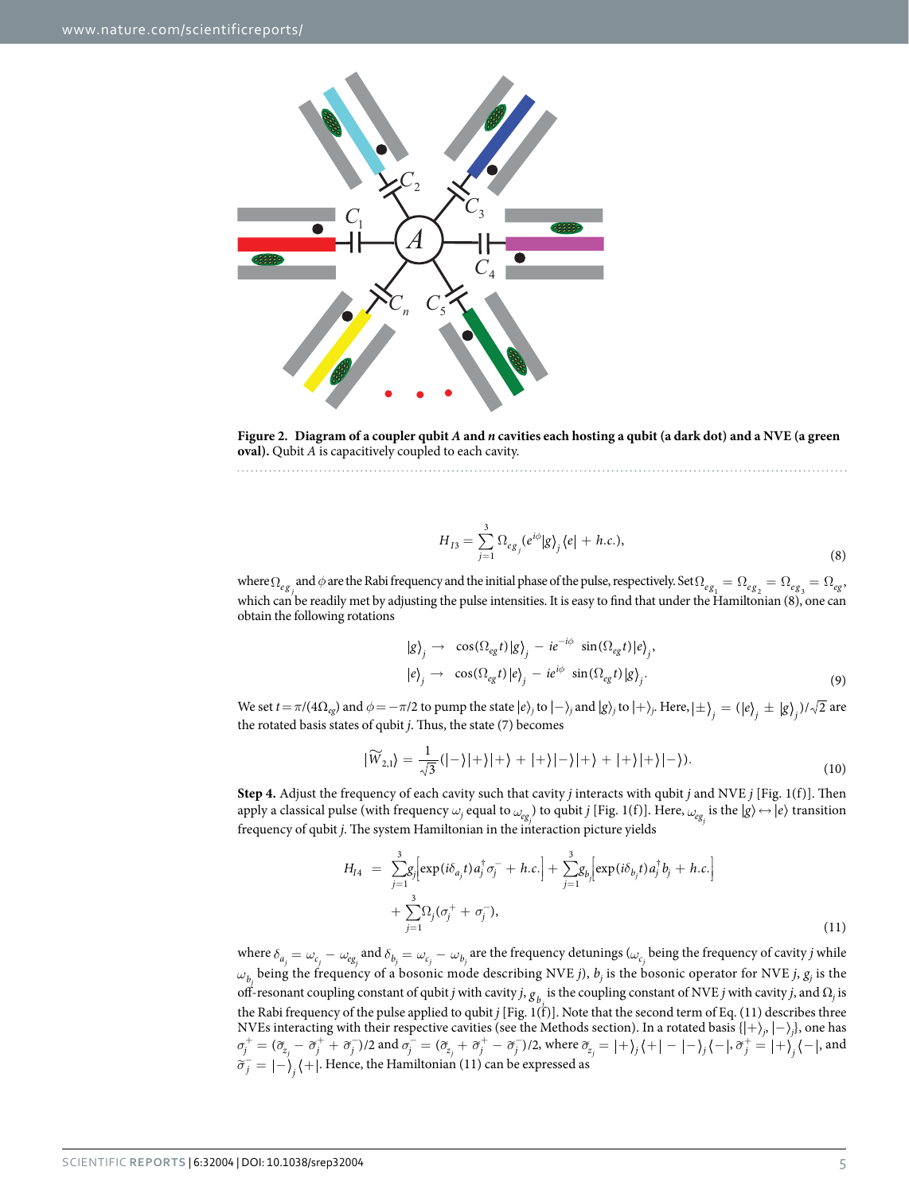**Figure 2. Diagram of a coupler qubit *A* and *n* cavities each hosting a qubit (a dark dot) and a NVE (a green oval).** Qubit *A* is capacitively coupled to each cavity.

$$H_{I3} = \sum_{j=1}^{3} \Omega_{eg_j}(e^{i\phi}|g\rangle_j\langle e| + h.c.), \tag{8}$$

where $\Omega_{eg_j}$ and $\phi$ are the Rabi frequency and the initial phase of the pulse, respectively. Set $\Omega_{eg_1} = \Omega_{eg_2} = \Omega_{eg_3} = \Omega_{eg}$, which can be readily met by adjusting the pulse intensities. It is easy to find that under the Hamiltonian (8), one can obtain the following rotations

$$\begin{aligned} |g\rangle_j &\rightarrow \cos(\Omega_{eg}t)|g\rangle_j - ie^{-i\phi}\sin(\Omega_{eg}t)|e\rangle_j, \\ |e\rangle_j &\rightarrow \cos(\Omega_{eg}t)|e\rangle_j - ie^{i\phi}\sin(\Omega_{eg}t)|g\rangle_j. \end{aligned} \tag{9}$$

We set $t = \pi/(4\Omega_{eg})$ and $\phi = -\pi/2$ to pump the state $|e\rangle_j$ to $|-\rangle_j$ and $|g\rangle_j$ to $|+\rangle_j$. Here, $|\pm\rangle_j = (|e\rangle_j \pm |g\rangle_j)/\sqrt{2}$ are the rotated basis states of qubit *j*. Thus, the state (7) becomes

$$|\widetilde{W}_{2,1}\rangle = \frac{1}{\sqrt{3}}(|-\rangle|+\rangle|+\rangle + |+\rangle|-\rangle|+\rangle + |+\rangle|+\rangle|-\rangle). \tag{10}$$

**Step 4.** Adjust the frequency of each cavity such that cavity *j* interacts with qubit *j* and NVE *j* [Fig. 1(f)]. Then apply a classical pulse (with frequency $\omega_j$ equal to $\omega_{eg_j}$) to qubit *j* [Fig. 1(f)]. Here, $\omega_{eg_j}$ is the $|g\rangle \leftrightarrow |e\rangle$ transition frequency of qubit *j*. The system Hamiltonian in the interaction picture yields

$$\begin{aligned} H_{I4} = &\sum_{j=1}^{3} g_j\left[\exp(i\delta_{a_j}t)a_j^{\dagger}\sigma_j^{-} + h.c.\right] + \sum_{j=1}^{3} g_{b_j}\left[\exp(i\delta_{b_j}t)a_j^{\dagger}b_j + h.c.\right] \\ &+ \sum_{j=1}^{3}\Omega_j(\sigma_j^{+} + \sigma_j^{-}), \end{aligned} \tag{11}$$

where $\delta_{a_j} = \omega_{c_j} - \omega_{eg_j}$ and $\delta_{b_j} = \omega_{c_j} - \omega_{b_j}$ are the frequency detunings ($\omega_{c_j}$ being the frequency of cavity *j* while $\omega_{b_j}$ being the frequency of a bosonic mode describing NVE *j*), $b_j$ is the bosonic operator for NVE *j*, $g_j$ is the off-resonant coupling constant of qubit *j* with cavity *j*, $g_{b_j}$ is the coupling constant of NVE *j* with cavity *j*, and $\Omega_j$ is the Rabi frequency of the pulse applied to qubit *j* [Fig. 1(f)]. Note that the second term of Eq. (11) describes three NVEs interacting with their respective cavities (see the Methods section). In a rotated basis $\{|+\rangle_j, |-\rangle_j\}$, one has $\sigma_j^{+} = (\tilde{\sigma}_{z_j} - \tilde{\sigma}_j^{+} + \tilde{\sigma}_j^{-})/2$ and $\sigma_j^{-} = (\tilde{\sigma}_{z_j} + \tilde{\sigma}_j^{+} - \tilde{\sigma}_j^{-})/2$, where $\tilde{\sigma}_{z_j} = |+\rangle_j\langle+| - |-\rangle_j\langle-|$, $\tilde{\sigma}_j^{+} = |+\rangle_j\langle-|$, and $\tilde{\sigma}_j^{-} = |-\rangle_j\langle+|$. Hence, the Hamiltonian (11) can be expressed as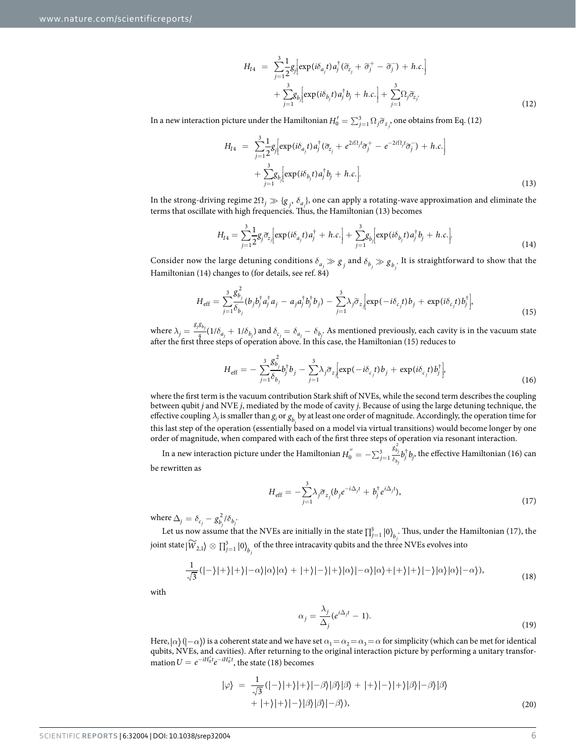$$
\begin{aligned}
H_{I4} &= \sum_{j=1}^{3}\frac{1}{2}g_j\Big[\exp(i\delta_{a_j}t)a_j^{\dagger}(\widetilde{\sigma}_{z_j} + \widetilde{\sigma}_j^{+} - \widetilde{\sigma}_j^{-}) + h.c.\Big] \\
&\quad + \sum_{j=1}^{3}g_{b_j}\Big[\exp(i\delta_{b_j}t)a_j^{\dagger}b_j + h.c.\Big] + \sum_{j=1}^{3}\Omega_j\widetilde{\sigma}_{z_j}.
\end{aligned} \tag{12}
$$

In a new interaction picture under the Hamiltonian $H_0' = \sum_{j=1}^{3}\Omega_j\widetilde{\sigma}_{z_j}$, one obtains from Eq. (12)

$$
\begin{aligned}
H_{I4} &= \sum_{j=1}^{3}\frac{1}{2}g_j\Big[\exp(i\delta_{a_j}t)a_j^{\dagger}(\widetilde{\sigma}_{z_j} + e^{2i\Omega_j t}\widetilde{\sigma}_j^{+} - e^{-2i\Omega_j t}\widetilde{\sigma}_j^{-}) + h.c.\Big] \\
&\quad + \sum_{j=1}^{3}g_{b_j}\Big[\exp(i\delta_{b_j}t)a_j^{\dagger}b_j + h.c.\Big].
\end{aligned} \tag{13}
$$

In the strong-driving regime $2\Omega_j \gg \{g_j, \delta_{a_j}\}$, one can apply a rotating-wave approximation and eliminate the terms that oscillate with high frequencies. Thus, the Hamiltonian (13) becomes

$$
H_{I4} = \sum_{j=1}^{3}\frac{1}{2}g_j\widetilde{\sigma}_{z_j}\Big[\exp(i\delta_{a_j}t)a_j^{\dagger} + h.c.\Big] + \sum_{j=1}^{3}g_{b_j}\Big[\exp(i\delta_{b_j}t)a_j^{\dagger}b_j + h.c.\Big]. \tag{14}
$$

Consider now the large detuning conditions $\delta_{a_j} \gg g_j$ and $\delta_{b_j} \gg g_{b_j}$. It is straightforward to show that the Hamiltonian (14) changes to (for details, see ref. 84)

$$
H_{\rm eff} = \sum_{j=1}^{3}\frac{g_{b_j}^2}{\delta_{b_j}}(b_j b_j^{\dagger}a_j^{\dagger}a_j - a_j a_j^{\dagger}b_j^{\dagger}b_j) - \sum_{j=1}^{3}\lambda_j\widetilde{\sigma}_{z_j}\Big[\exp(-i\delta_{c_j}t)b_j + \exp(i\delta_{c_j}t)b_j^{\dagger}\Big], \tag{15}
$$

where $\lambda_j = \frac{g_j g_{b_j}}{4}(1/\delta_{a_j} + 1/\delta_{b_j})$ and $\delta_{c_j} = \delta_{a_j} - \delta_{b_j}$. As mentioned previously, each cavity is in the vacuum state after the first three steps of operation above. In this case, the Hamiltonian (15) reduces to

$$
H_{\rm eff} = -\sum_{j=1}^{3}\frac{g_{b_j}^2}{\delta_{b_j}}b_j^{\dagger}b_j - \sum_{j=1}^{3}\lambda_j\widetilde{\sigma}_{z_j}\Big[\exp(-i\delta_{c_j}t)b_j + \exp(i\delta_{c_j}t)b_j^{\dagger}\Big], \tag{16}
$$

where the first term is the vacuum contribution Stark shift of NVEs, while the second term describes the coupling between qubit $j$ and NVE $j$, mediated by the mode of cavity $j$. Because of using the large detuning technique, the effective coupling $\lambda_j$ is smaller than $g_j$ or $g_{b_j}$ by at least one order of magnitude. Accordingly, the operation time for this last step of the operation (essentially based on a model via virtual transitions) would become longer by one order of magnitude, when compared with each of the first three steps of operation via resonant interaction.

In a new interaction picture under the Hamiltonian $H_0'' = -\sum_{j=1}^{3}\frac{g_{b_j}^2}{\delta_{b_j}}b_j^{\dagger}b_j$, the effective Hamiltonian (16) can be rewritten as

$$
H_{\rm eff} = -\sum_{j=1}^{3}\lambda_j\widetilde{\sigma}_{z_j}(b_j e^{-i\Delta_j t} + b_j^{\dagger}e^{i\Delta_j t}), \tag{17}
$$

where $\Delta_j = \delta_{c_j} - g_{b_j}^2/\delta_{b_j}$.

Let us now assume that the NVEs are initially in the state $\prod_{j=1}^{3}|0\rangle_{b_j}$. Thus, under the Hamiltonian (17), the joint state $|\widetilde{W}_{2,1}\rangle \otimes \prod_{j=1}^{3}|0\rangle_{b_j}$ of the three intracavity qubits and the three NVEs evolves into

$$
\frac{1}{\sqrt{3}}(|-\rangle|+\rangle|+\rangle|-\alpha\rangle|\alpha\rangle|\alpha\rangle + |+\rangle|-\rangle|+\rangle|\alpha\rangle|-\alpha\rangle|\alpha\rangle + |+\rangle|+\rangle|-\rangle|\alpha\rangle|\alpha\rangle|-\alpha\rangle), \tag{18}
$$

with

$$
\alpha_j = \frac{\lambda_j}{\Delta_j}(e^{i\Delta_j t} - 1). \tag{19}
$$

Here, $|\alpha\rangle$ ($|-\alpha\rangle$) is a coherent state and we have set $\alpha_1 = \alpha_2 = \alpha_3 = \alpha$ for simplicity (which can be met for identical qubits, NVEs, and cavities). After returning to the original interaction picture by performing a unitary transformation $U = e^{-iH_0' t}e^{-iH_0'' t}$, the state (18) becomes

$$
\begin{aligned}
|\varphi\rangle &= \frac{1}{\sqrt{3}}(|-\rangle|+\rangle|+\rangle|-\beta\rangle|\beta\rangle|\beta\rangle + |+\rangle|-\rangle|+\rangle|\beta\rangle|-\beta\rangle|\beta\rangle \\
&\quad + |+\rangle|+\rangle|-\rangle|\beta\rangle|\beta\rangle|-\beta\rangle),
\end{aligned} \tag{20}
$$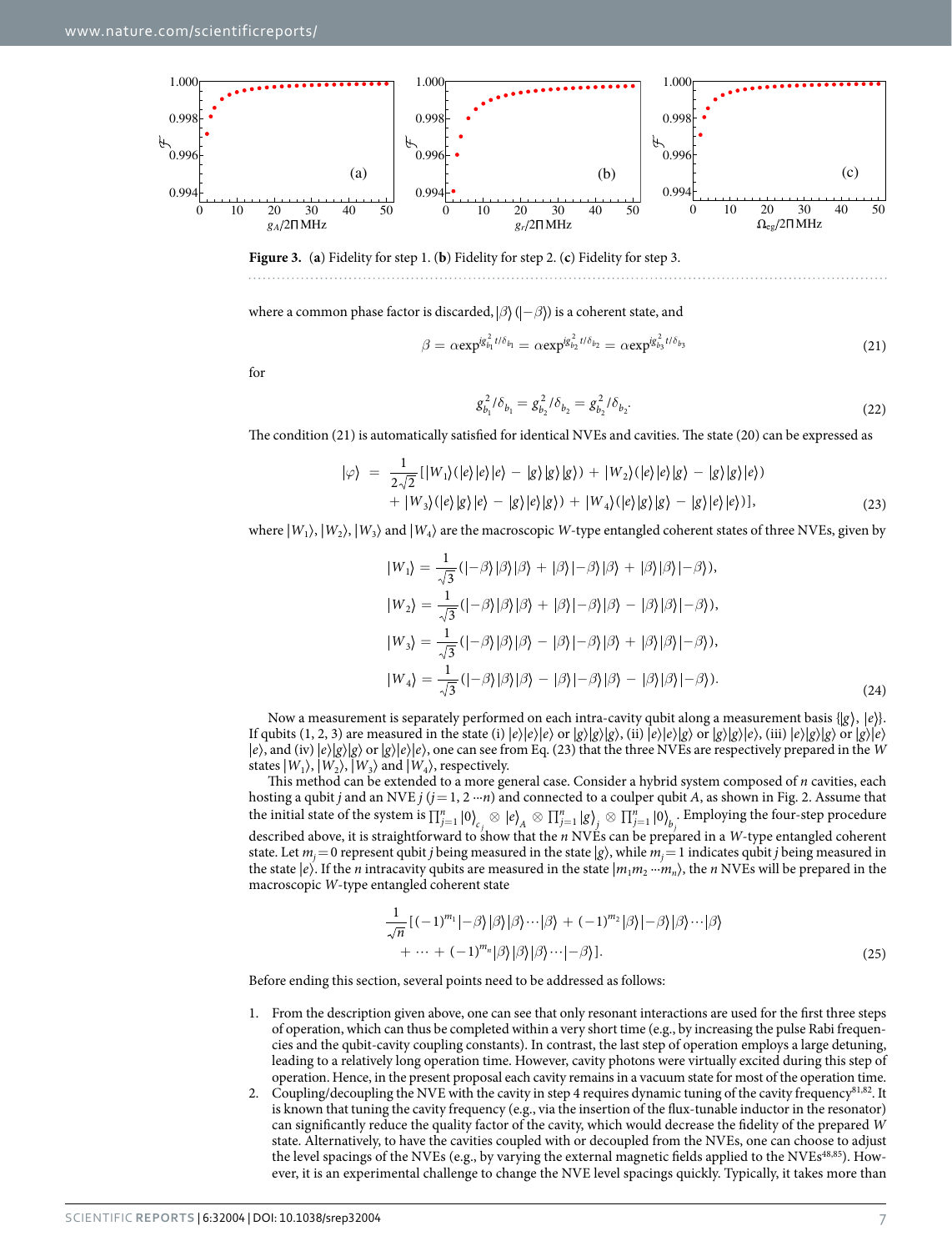**Figure 3.** (**a**) Fidelity for step 1. (**b**) Fidelity for step 2. (**c**) Fidelity for step 3.

where a common phase factor is discarded, $|\beta\rangle$ ($|-\beta\rangle$) is a coherent state, and

$$\beta = \alpha \exp^{ig_{b_1}^2 t/\delta_{b_1}} = \alpha \exp^{ig_{b_2}^2 t/\delta_{b_2}} = \alpha \exp^{ig_{b_3}^2 t/\delta_{b_3}} \tag{21}$$

for

$$g_{b_1}^2/\delta_{b_1} = g_{b_2}^2/\delta_{b_2} = g_{b_3}^2/\delta_{b_3}. \tag{22}$$

The condition (21) is automatically satisfied for identical NVEs and cavities. The state (20) can be expressed as

$$\begin{aligned} |\varphi\rangle \;=\; & \frac{1}{2\sqrt{2}}[|W_1\rangle(|e\rangle|e\rangle|e\rangle - |g\rangle|g\rangle|g\rangle) + |W_2\rangle(|e\rangle|e\rangle|g\rangle - |g\rangle|g\rangle|e\rangle) \\ & + |W_3\rangle(|e\rangle|g\rangle|e\rangle - |g\rangle|e\rangle|g\rangle) + |W_4\rangle(|e\rangle|g\rangle|g\rangle - |g\rangle|e\rangle|e\rangle)], \end{aligned} \tag{23}$$

where $|W_1\rangle$, $|W_2\rangle$, $|W_3\rangle$ and $|W_4\rangle$ are the macroscopic $W$-type entangled coherent states of three NVEs, given by

$$\begin{aligned} |W_1\rangle &= \frac{1}{\sqrt{3}}(|-\beta\rangle|\beta\rangle|\beta\rangle + |\beta\rangle|-\beta\rangle|\beta\rangle + |\beta\rangle|\beta\rangle|-\beta\rangle), \\ |W_2\rangle &= \frac{1}{\sqrt{3}}(|-\beta\rangle|\beta\rangle|\beta\rangle + |\beta\rangle|-\beta\rangle|\beta\rangle - |\beta\rangle|\beta\rangle|-\beta\rangle), \\ |W_3\rangle &= \frac{1}{\sqrt{3}}(|-\beta\rangle|\beta\rangle|\beta\rangle - |\beta\rangle|-\beta\rangle|\beta\rangle + |\beta\rangle|\beta\rangle|-\beta\rangle), \\ |W_4\rangle &= \frac{1}{\sqrt{3}}(|-\beta\rangle|\beta\rangle|\beta\rangle - |\beta\rangle|-\beta\rangle|\beta\rangle - |\beta\rangle|\beta\rangle|-\beta\rangle). \end{aligned} \tag{24}$$

Now a measurement is separately performed on each intra-cavity qubit along a measurement basis $\{|g\rangle, |e\rangle\}$. If qubits (1, 2, 3) are measured in the state (i) $|e\rangle|e\rangle|e\rangle$ or $|g\rangle|g\rangle|g\rangle$, (ii) $|e\rangle|e\rangle|g\rangle$ or $|g\rangle|g\rangle|e\rangle$, (iii) $|e\rangle|g\rangle|g\rangle$ or $|g\rangle|e\rangle|e\rangle$, and (iv) $|e\rangle|g\rangle|g\rangle$ or $|g\rangle|e\rangle|e\rangle$, one can see from Eq. (23) that the three NVEs are respectively prepared in the $W$ states $|W_1\rangle$, $|W_2\rangle$, $|W_3\rangle$ and $|W_4\rangle$, respectively.

This method can be extended to a more general case. Consider a hybrid system composed of $n$ cavities, each hosting a qubit $j$ and an NVE $j$ ($j = 1, 2 \cdots n$) and connected to a coulper qubit $A$, as shown in Fig. 2. Assume that the initial state of the system is $\prod_{j=1}^{n}|0\rangle_{c_j} \otimes |e\rangle_A \otimes \prod_{j=1}^{n}|g\rangle_j \otimes \prod_{j=1}^{n}|0\rangle_{b_j}$. Employing the four-step procedure described above, it is straightforward to show that the $n$ NVEs can be prepared in a $W$-type entangled coherent state. Let $m_j = 0$ represent qubit $j$ being measured in the state $|g\rangle$, while $m_j = 1$ indicates qubit $j$ being measured in the state $|e\rangle$. If the $n$ intracavity qubits are measured in the state $|m_1 m_2 \cdots m_n\rangle$, the $n$ NVEs will be prepared in the macroscopic $W$-type entangled coherent state

$$\begin{aligned} & \frac{1}{\sqrt{n}}[(-1)^{m_1}|-\beta\rangle|\beta\rangle|\beta\rangle\cdots|\beta\rangle + (-1)^{m_2}|\beta\rangle|-\beta\rangle|\beta\rangle\cdots|\beta\rangle \\ & + \cdots + (-1)^{m_n}|\beta\rangle|\beta\rangle|\beta\rangle\cdots|-\beta\rangle]. \end{aligned} \tag{25}$$

Before ending this section, several points need to be addressed as follows:

1. From the description given above, one can see that only resonant interactions are used for the first three steps of operation, which can thus be completed within a very short time (e.g., by increasing the pulse Rabi frequencies and the qubit-cavity coupling constants). In contrast, the last step of operation employs a large detuning, leading to a relatively long operation time. However, cavity photons were virtually excited during this step of operation. Hence, in the present proposal each cavity remains in a vacuum state for most of the operation time.
2. Coupling/decoupling the NVE with the cavity in step 4 requires dynamic tuning of the cavity frequency[81,82]. It is known that tuning the cavity frequency (e.g., via the insertion of the flux-tunable inductor in the resonator) can significantly reduce the quality factor of the cavity, which would decrease the fidelity of the prepared $W$ state. Alternatively, to have the cavities coupled with or decoupled from the NVEs, one can choose to adjust the level spacings of the NVEs (e.g., by varying the external magnetic fields applied to the NVEs[48,85]). However, it is an experimental challenge to change the NVE level spacings quickly. Typically, it takes more than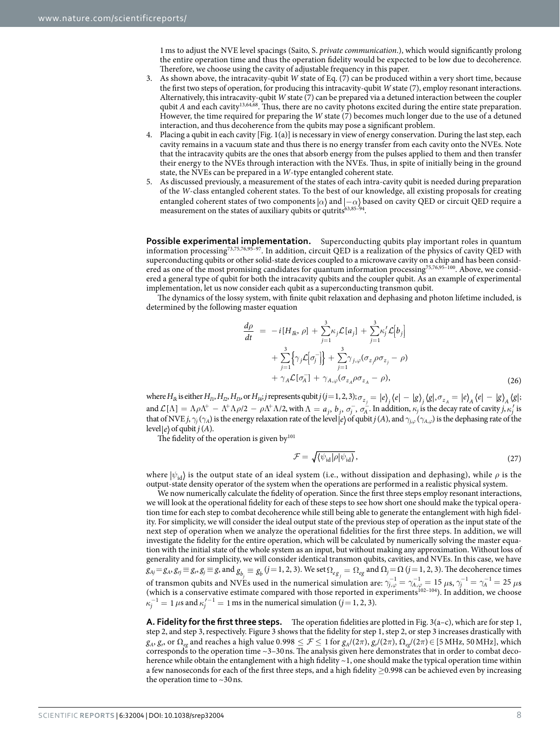1 ms to adjust the NVE level spacings (Saito, S. *private communication*.), which would significantly prolong the entire operation time and thus the operation fidelity would be expected to be low due to decoherence. Therefore, we choose using the cavity of adjustable frequency in this paper.

3. As shown above, the intracavity-qubit $W$ state of Eq. (7) can be produced within a very short time, because the first two steps of operation, for producing this intracavity-qubit $W$ state (7), employ resonant interactions. Alternatively, this intracavity-qubit $W$ state (7) can be prepared via a detuned interaction between the coupler qubit $A$ and each cavity[13,64,68]. Thus, there are no cavity photons excited during the entire state preparation. However, the time required for preparing the $W$ state (7) becomes much longer due to the use of a detuned interaction, and thus decoherence from the qubits may pose a significant problem.
4. Placing a qubit in each cavity [Fig. 1(a)] is necessary in view of energy conservation. During the last step, each cavity remains in a vacuum state and thus there is no energy transfer from each cavity onto the NVEs. Note that the intracavity qubits are the ones that absorb energy from the pulses applied to them and then transfer their energy to the NVEs through interaction with the NVEs. Thus, in spite of initially being in the ground state, the NVEs can be prepared in a $W$-type entangled coherent state.
5. As discussed previously, a measurement of the states of each intra-cavity qubit is needed during preparation of the $W$-class entangled coherent states. To the best of our knowledge, all existing proposals for creating entangled coherent states of two components $|\alpha\rangle$ and $|-\alpha\rangle$ based on cavity QED or circuit QED require a measurement on the states of auxiliary qubits or qutrits[63,85–94].

**Possible experimental implementation.** Superconducting qubits play important roles in quantum information processing[73,75,76,95–97]. In addition, circuit QED is a realization of the physics of cavity QED with superconducting qubits or other solid-state devices coupled to a microwave cavity on a chip and has been considered as one of the most promising candidates for quantum information processing[75,76,95–100]. Above, we considered a general type of qubit for both the intracavity qubits and the coupler qubit. As an example of experimental implementation, let us now consider each qubit as a superconducting transmon qubit.

The dynamics of the lossy system, with finite qubit relaxation and dephasing and photon lifetime included, is determined by the following master equation

$$
\begin{aligned}
\frac{d\rho}{dt} &= -i[H_{Ik}, \rho] + \sum_{j=1}^{3}\kappa_j \mathcal{L}[a_j] + \sum_{j=1}^{3}\kappa_j' \mathcal{L}\left[b_j\right] \\
&\quad + \sum_{j=1}^{3}\left\{\gamma_j \mathcal{L}\left[\sigma_j^-\right]\right\} + \sum_{j=1}^{3}\gamma_{j,\varphi}(\sigma_{z_j}\rho\sigma_{z_j} - \rho) \\
&\quad + \gamma_A \mathcal{L}[\sigma_A^-] + \gamma_{A,\varphi}(\sigma_{z_A}\rho\sigma_{z_A} - \rho),
\end{aligned}
\tag{26}
$$

where $H_{Ik}$ is either $H_{I1}$, $H_{I2}$, $H_{I3}$, or $H_{I4}$; $j$ represents qubit $j$ $(j = 1, 2, 3)$; $\sigma_{z_j} = |e\rangle_j\langle e| - |g\rangle_j\langle g|$, $\sigma_{z_A} = |e\rangle_A\langle e| - |g\rangle_A\langle g|$; and $\mathcal{L}[\Lambda] = \Lambda\rho\Lambda^+ - \Lambda^+\Lambda\rho/2 - \rho\Lambda^+\Lambda/2$, with $\Lambda = a_j,\ b_j,\ \sigma_j^-,\ \sigma_A^-$. In addition, $\kappa_j$ is the decay rate of cavity $j$, $\kappa_j'$ is that of NVE $j$, $\gamma_j$ $(\gamma_A)$ is the energy relaxation rate of the level $|e\rangle$ of qubit $j$ $(A)$, and $\gamma_{j,\varphi}$ $(\gamma_{A,\varphi})$ is the dephasing rate of the level $|e\rangle$ of qubit $j$ $(A)$.

The fidelity of the operation is given by[101]

$$
\mathcal{F} = \sqrt{\langle\psi_{\rm id}|\rho|\psi_{\rm id}\rangle},
\tag{27}
$$

where $|\psi_{\rm id}\rangle$ is the output state of an ideal system (i.e., without dissipation and dephasing), while $\rho$ is the output-state density operator of the system when the operations are performed in a realistic physical system.

We now numerically calculate the fidelity of operation. Since the first three steps employ resonant interactions, we will look at the operational fidelity for each of these steps to see how short one should make the typical operation time for each step to combat decoherence while still being able to generate the entanglement with high fidelity. For simplicity, we will consider the ideal output state of the previous step of operation as the input state of the next step of operation when we analyze the operational fidelities for the first three steps. In addition, we will investigate the fidelity for the entire operation, which will be calculated by numerically solving the master equation with the initial state of the whole system as an input, but without making any approximation. Without loss of generality and for simplicity, we will consider identical transmon qubits, cavities, and NVEs. In this case, we have $g_{Aj} = g_A$, $g_{rj} \equiv g_r$, $g_j \equiv g$, and $g_{b_j} \equiv g_b$ $(j = 1, 2, 3)$. We set $\Omega_{e g_j} = \Omega_{eg}$ and $\Omega_j = \Omega$ $(j = 1, 2, 3)$. The decoherence times of transmon qubits and NVEs used in the numerical simulation are: $\gamma_{j,\varphi}^{-1} = \gamma_{A,\varphi}^{-1} = 15\ \mu$s, $\gamma_j^{-1} = \gamma_A^{-1} = 25\ \mu$s (which is a conservative estimate compared with those reported in experiments[102–104]). In addition, we choose $\kappa_j^{-1} = 1\ \mu$s and $\kappa_j'^{-1} = 1$ ms in the numerical simulation $(j = 1, 2, 3)$.

**A. Fidelity for the first three steps.** The operation fidelities are plotted in Fig. 3(a–c), which are for step 1, step 2, and step 3, respectively. Figure 3 shows that the fidelity for step 1, step 2, or step 3 increases drastically with $g_A$, $g_r$, or $\Omega_{eg}$ and reaches a high value $0.998 \leq \mathcal{F} \leq 1$ for $g_A/(2\pi)$, $g_r/(2\pi)$, $\Omega_{eg}/(2\pi) \in$ [5 MHz, 50 MHz], which corresponds to the operation time ~3–30 ns. The analysis given here demonstrates that in order to combat decoherence while obtain the entanglement with a high fidelity ~1, one should make the typical operation time within a few nanoseconds for each of the first three steps, and a high fidelity $\geq$0.998 can be achieved even by increasing the operation time to ~30 ns.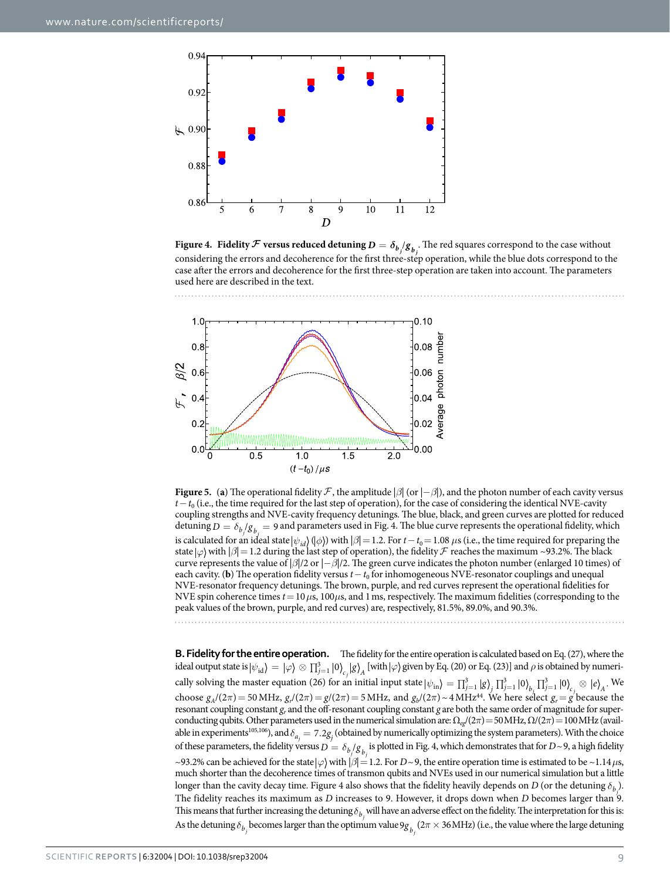**Figure 4.** **Fidelity $\mathcal{F}$ versus reduced detuning $D = \delta_{b_j}/g_{b_j}$.** The red squares correspond to the case without considering the errors and decoherence for the first three-step operation, while the blue dots correspond to the case after the errors and decoherence for the first three-step operation are taken into account. The parameters used here are described in the text.

**Figure 5.** (**a**) The operational fidelity $\mathcal{F}$, the amplitude $|\beta|$ (or $|-\beta|$), and the photon number of each cavity versus $t - t_0$ (i.e., the time required for the last step of operation), for the case of considering the identical NVE-cavity coupling strengths and NVE-cavity frequency detunings. The blue, black, and green curves are plotted for reduced detuning $D = \delta_{b_j}/g_{b_j} = 9$ and parameters used in Fig. 4. The blue curve represents the operational fidelity, which is calculated for an ideal state $|\psi_{id}\rangle$ ($|\phi\rangle$) with $|\beta| = 1.2$. For $t - t_0 = 1.08$ $\mu$s (i.e., the time required for preparing the state $|\varphi\rangle$ with $|\beta| = 1.2$ during the last step of operation), the fidelity $\mathcal{F}$ reaches the maximum ~93.2%. The black curve represents the value of $|\beta|/2$ or $|-\beta|/2$. The green curve indicates the photon number (enlarged 10 times) of each cavity. (**b**) The operation fidelity versus $t - t_0$ for inhomogeneous NVE-resonator couplings and unequal NVE-resonator frequency detunings. The brown, purple, and red curves represent the operational fidelities for NVE spin coherence times $t = 10$ $\mu$s, 100 $\mu$s, and 1 ms, respectively. The maximum fidelities (corresponding to the peak values of the brown, purple, and red curves) are, respectively, 81.5%, 89.0%, and 90.3%.

**B. Fidelity for the entire operation.** The fidelity for the entire operation is calculated based on Eq. (27), where the ideal output state is $|\psi_{\rm id}\rangle = |\varphi\rangle \otimes \prod_{j=1}^{3} |0\rangle_{c_j} |g\rangle_A$ [with $|\varphi\rangle$ given by Eq. (20) or Eq. (23)] and $\rho$ is obtained by numerically solving the master equation (26) for an initial input state $|\psi_{\rm in}\rangle = \prod_{j=1}^{3} |g\rangle_j \prod_{j=1}^{3} |0\rangle_{b_j} \prod_{j=1}^{3} |0\rangle_{c_j} \otimes |e\rangle_A$. We choose $g_A/(2\pi) = 50$ MHz, $g_r/(2\pi) = g/(2\pi) = 5$ MHz, and $g_b/(2\pi) \sim 4$ MHz[44]. We here select $g_r = g$ because the resonant coupling constant $g_r$ and the off-resonant coupling constant $g$ are both the same order of magnitude for superconducting qubits. Other parameters used in the numerical simulation are: $\Omega_{eg}/(2\pi) = 50$ MHz, $\Omega/(2\pi) = 100$ MHz (available in experiments[105,106]), and $\delta_{a_j} = 7.2 g_j$ (obtained by numerically optimizing the system parameters). With the choice of these parameters, the fidelity versus $D = \delta_{b_j}/g_{b_j}$ is plotted in Fig. 4, which demonstrates that for $D \sim 9$, a high fidelity ~93.2% can be achieved for the state $|\varphi\rangle$ with $|\beta| = 1.2$. For $D \sim 9$, the entire operation time is estimated to be ~1.14 $\mu$s, much shorter than the decoherence times of transmon qubits and NVEs used in our numerical simulation but a little longer than the cavity decay time. Figure 4 also shows that the fidelity heavily depends on $D$ (or the detuning $\delta_{b_j}$). The fidelity reaches its maximum as $D$ increases to 9. However, it drops down when $D$ becomes larger than 9. This means that further increasing the detuning $\delta_{b_j}$ will have an adverse effect on the fidelity. The interpretation for this is: As the detuning $\delta_{b_j}$ becomes larger than the optimum value $9 g_{b_j}$ ($2\pi \times 36$ MHz) (i.e., the value where the large detuning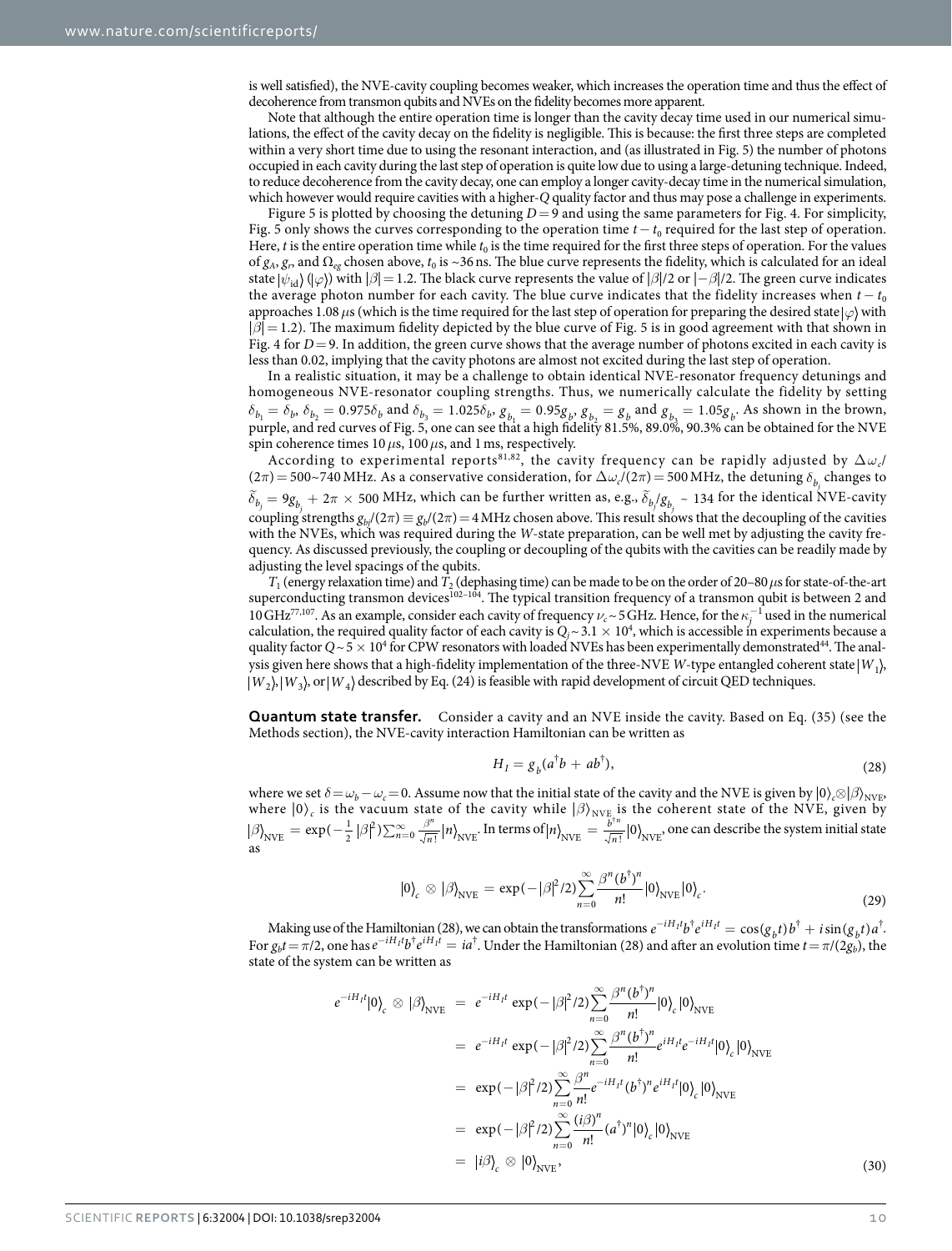is well satisfied), the NVE-cavity coupling becomes weaker, which increases the operation time and thus the effect of decoherence from transmon qubits and NVEs on the fidelity becomes more apparent.

Note that although the entire operation time is longer than the cavity decay time used in our numerical simulations, the effect of the cavity decay on the fidelity is negligible. This is because: the first three steps are completed within a very short time due to using the resonant interaction, and (as illustrated in Fig. 5) the number of photons occupied in each cavity during the last step of operation is quite low due to using a large-detuning technique. Indeed, to reduce decoherence from the cavity decay, one can employ a longer cavity-decay time in the numerical simulation, which however would require cavities with a higher-$Q$ quality factor and thus may pose a challenge in experiments.

Figure 5 is plotted by choosing the detuning $D=9$ and using the same parameters for Fig. 4. For simplicity, Fig. 5 only shows the curves corresponding to the operation time $t-t_0$ required for the last step of operation. Here, $t$ is the entire operation time while $t_0$ is the time required for the first three steps of operation. For the values of $g_A$, $g_r$, and $\Omega_{eg}$ chosen above, $t_0$ is ~36 ns. The blue curve represents the fidelity, which is calculated for an ideal state $|\psi_{\rm id}\rangle$ ($|\varphi\rangle$) with $|\beta|=1.2$. The black curve represents the value of $|\beta|/2$ or $|-\beta|/2$. The green curve indicates the average photon number for each cavity. The blue curve indicates that the fidelity increases when $t-t_0$ approaches 1.08 $\mu$s (which is the time required for the last step of operation for preparing the desired state $|\varphi\rangle$ with $|\beta|=1.2$). The maximum fidelity depicted by the blue curve of Fig. 5 is in good agreement with that shown in Fig. 4 for $D=9$. In addition, the green curve shows that the average number of photons excited in each cavity is less than 0.02, implying that the cavity photons are almost not excited during the last step of operation.

In a realistic situation, it may be a challenge to obtain identical NVE-resonator frequency detunings and homogeneous NVE-resonator coupling strengths. Thus, we numerically calculate the fidelity by setting $\delta_{b_1}=\delta_b$, $\delta_{b_2}=0.975\delta_b$ and $\delta_{b_3}=1.025\delta_b$, $g_{b_1}=0.95g_b$, $g_{b_2}=g_b$ and $g_{b_3}=1.05g_b$. As shown in the brown, purple, and red curves of Fig. 5, one can see that a high fidelity 81.5%, 89.0%, 90.3% can be obtained for the NVE spin coherence times 10 $\mu$s, 100 $\mu$s, and 1 ms, respectively.

According to experimental reports[81,82], the cavity frequency can be rapidly adjusted by $\Delta\omega_c/(2\pi)=500$~740 MHz. As a conservative consideration, for $\Delta\omega_c/(2\pi)=500$ MHz, the detuning $\delta_{b_j}$ changes to $\widetilde{\delta}_{b_j}=9g_{b_j}+2\pi\times 500$ MHz, which can be further written as, e.g., $\widetilde{\delta}_{b_j}/g_{b_j}\sim 134$ for the identical NVE-cavity coupling strengths $g_{b_j}/(2\pi)\equiv g_b/(2\pi)=4$ MHz chosen above. This result shows that the decoupling of the cavities with the NVEs, which was required during the $W$-state preparation, can be well met by adjusting the cavity frequency. As discussed previously, the coupling or decoupling of the qubits with the cavities can be readily made by adjusting the level spacings of the qubits.

$T_1$ (energy relaxation time) and $T_2$ (dephasing time) can be made to be on the order of 20–80 $\mu$s for state-of-the-art superconducting transmon devices[102–104]. The typical transition frequency of a transmon qubit is between 2 and 10 GHz[77,107]. As an example, consider each cavity of frequency $\nu_c\sim 5$ GHz. Hence, for the $\kappa_j^{-1}$ used in the numerical calculation, the required quality factor of each cavity is $Q_j\sim 3.1\times 10^4$, which is accessible in experiments because a quality factor $Q\sim 5\times 10^4$ for CPW resonators with loaded NVEs has been experimentally demonstrated[44]. The analysis given here shows that a high-fidelity implementation of the three-NVE $W$-type entangled coherent state $|W_1\rangle$, $|W_2\rangle$, $|W_3\rangle$, or $|W_4\rangle$ described by Eq. (24) is feasible with rapid development of circuit QED techniques.

**Quantum state transfer.** Consider a cavity and an NVE inside the cavity. Based on Eq. (35) (see the Methods section), the NVE-cavity interaction Hamiltonian can be written as

$$H_I=g_b(a^\dagger b+ab^\dagger), \tag{28}$$

where we set $\delta=\omega_b-\omega_c=0$. Assume now that the initial state of the cavity and the NVE is given by $|0\rangle_c\otimes|\beta\rangle_{\rm NVE}$, where $|0\rangle_c$ is the vacuum state of the cavity while $|\beta\rangle_{\rm NVE}$ is the coherent state of the NVE, given by $|\beta\rangle_{\rm NVE}=\exp(-\frac{1}{2}|\beta|^2)\sum_{n=0}^{\infty}\frac{\beta^n}{\sqrt{n!}}|n\rangle_{\rm NVE}$. In terms of $|n\rangle_{\rm NVE}=\frac{b^{\dagger n}}{\sqrt{n!}}|0\rangle_{\rm NVE}$, one can describe the system initial state as

$$|0\rangle_c\otimes|\beta\rangle_{\rm NVE}=\exp(-|\beta|^2/2)\sum_{n=0}^{\infty}\frac{\beta^n(b^\dagger)^n}{n!}|0\rangle_{\rm NVE}|0\rangle_c. \tag{29}$$

Making use of the Hamiltonian (28), we can obtain the transformations $e^{-iH_It}b^\dagger e^{iH_It}=\cos(g_bt)b^\dagger+i\sin(g_bt)a^\dagger$. For $g_bt=\pi/2$, one has $e^{-iH_It}b^\dagger e^{iH_It}=ia^\dagger$. Under the Hamiltonian (28) and after an evolution time $t=\pi/(2g_b)$, the state of the system can be written as

$$\begin{aligned}
e^{-iH_It}|0\rangle_c\otimes|\beta\rangle_{\rm NVE} &= e^{-iH_It}\exp(-|\beta|^2/2)\sum_{n=0}^{\infty}\frac{\beta^n(b^\dagger)^n}{n!}|0\rangle_c|0\rangle_{\rm NVE}\\
&= e^{-iH_It}\exp(-|\beta|^2/2)\sum_{n=0}^{\infty}\frac{\beta^n(b^\dagger)^n}{n!}e^{iH_It}e^{-iH_It}|0\rangle_c|0\rangle_{\rm NVE}\\
&= \exp(-|\beta|^2/2)\sum_{n=0}^{\infty}\frac{\beta^n}{n!}e^{-iH_It}(b^\dagger)^n e^{iH_It}|0\rangle_c|0\rangle_{\rm NVE}\\
&= \exp(-|\beta|^2/2)\sum_{n=0}^{\infty}\frac{(i\beta)^n}{n!}(a^\dagger)^n|0\rangle_c|0\rangle_{\rm NVE}\\
&= |i\beta\rangle_c\otimes|0\rangle_{\rm NVE},
\end{aligned} \tag{30}$$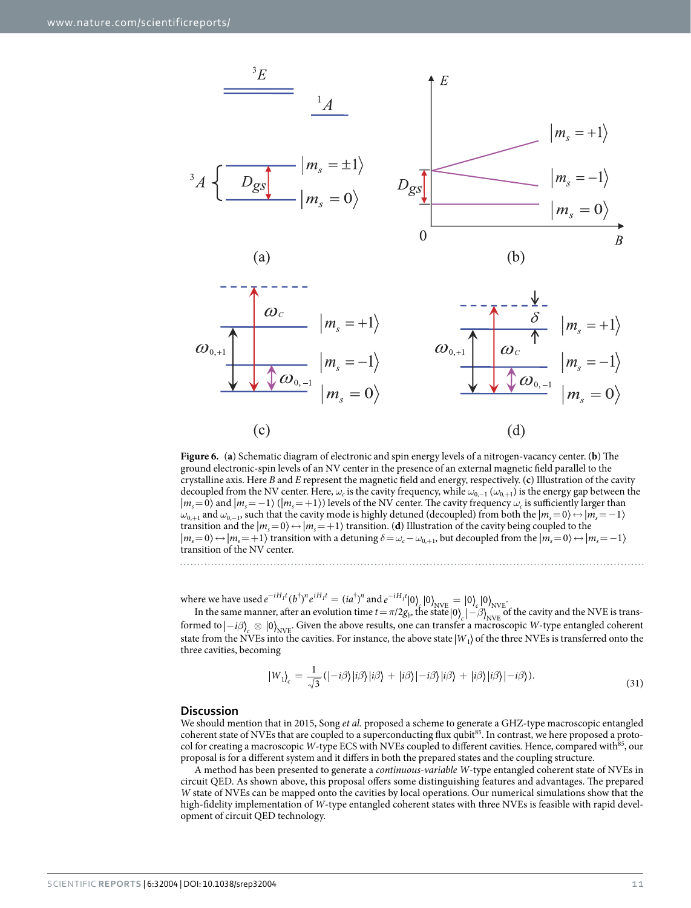**Figure 6.** (**a**) Schematic diagram of electronic and spin energy levels of a nitrogen-vacancy center. (**b**) The ground electronic-spin levels of an NV center in the presence of an external magnetic field parallel to the crystalline axis. Here $B$ and $E$ represent the magnetic field and energy, respectively. (**c**) Illustration of the cavity decoupled from the NV center. Here, $\omega_c$ is the cavity frequency, while $\omega_{0,-1}$ ($\omega_{0,+1}$) is the energy gap between the $|m_s=0\rangle$ and $|m_s=-1\rangle$ ($|m_s=+1\rangle$) levels of the NV center. The cavity frequency $\omega_c$ is sufficiently larger than $\omega_{0,+1}$ and $\omega_{0,-1}$, such that the cavity mode is highly detuned (decoupled) from both the $|m_s=0\rangle \leftrightarrow |m_s=-1\rangle$ transition and the $|m_s=0\rangle \leftrightarrow |m_s=+1\rangle$ transition. (**d**) Illustration of the cavity being coupled to the $|m_s=0\rangle \leftrightarrow |m_s=+1\rangle$ transition with a detuning $\delta=\omega_c-\omega_{0,+1}$, but decoupled from the $|m_s=0\rangle \leftrightarrow |m_s=-1\rangle$ transition of the NV center.

where we have used $e^{-iH_I t}(b^\dagger)^n e^{iH_I t} = (ia^\dagger)^n$ and $e^{-iH_I t}|0\rangle_c |0\rangle_{\text{NVE}} = |0\rangle_c |0\rangle_{\text{NVE}}$.

In the same manner, after an evolution time $t=\pi/2g_b$, the state $|0\rangle_c |-\beta\rangle_{\text{NVE}}$ of the cavity and the NVE is transformed to $|-i\beta\rangle_c \otimes |0\rangle_{\text{NVE}}$. Given the above results, one can transfer a macroscopic $W$-type entangled coherent state from the NVEs into the cavities. For instance, the above state $|W_1\rangle$ of the three NVEs is transferred onto the three cavities, becoming

$$|W_1\rangle_c = \frac{1}{\sqrt{3}}(|-i\beta\rangle|i\beta\rangle|i\beta\rangle + |i\beta\rangle|-i\beta\rangle|i\beta\rangle + |i\beta\rangle|i\beta\rangle|-i\beta\rangle). \tag{31}$$

## Discussion

We should mention that in 2015, Song *et al.* proposed a scheme to generate a GHZ-type macroscopic entangled coherent state of NVEs that are coupled to a superconducting flux qubit[85]. In contrast, we here proposed a protocol for creating a macroscopic $W$-type ECS with NVEs coupled to different cavities. Hence, compared with[85], our proposal is for a different system and it differs in both the prepared states and the coupling structure.

A method has been presented to generate a *continuous-variable* $W$-type entangled coherent state of NVEs in circuit QED. As shown above, this proposal offers some distinguishing features and advantages. The prepared $W$ state of NVEs can be mapped onto the cavities by local operations. Our numerical simulations show that the high-fidelity implementation of $W$-type entangled coherent states with three NVEs is feasible with rapid development of circuit QED technology.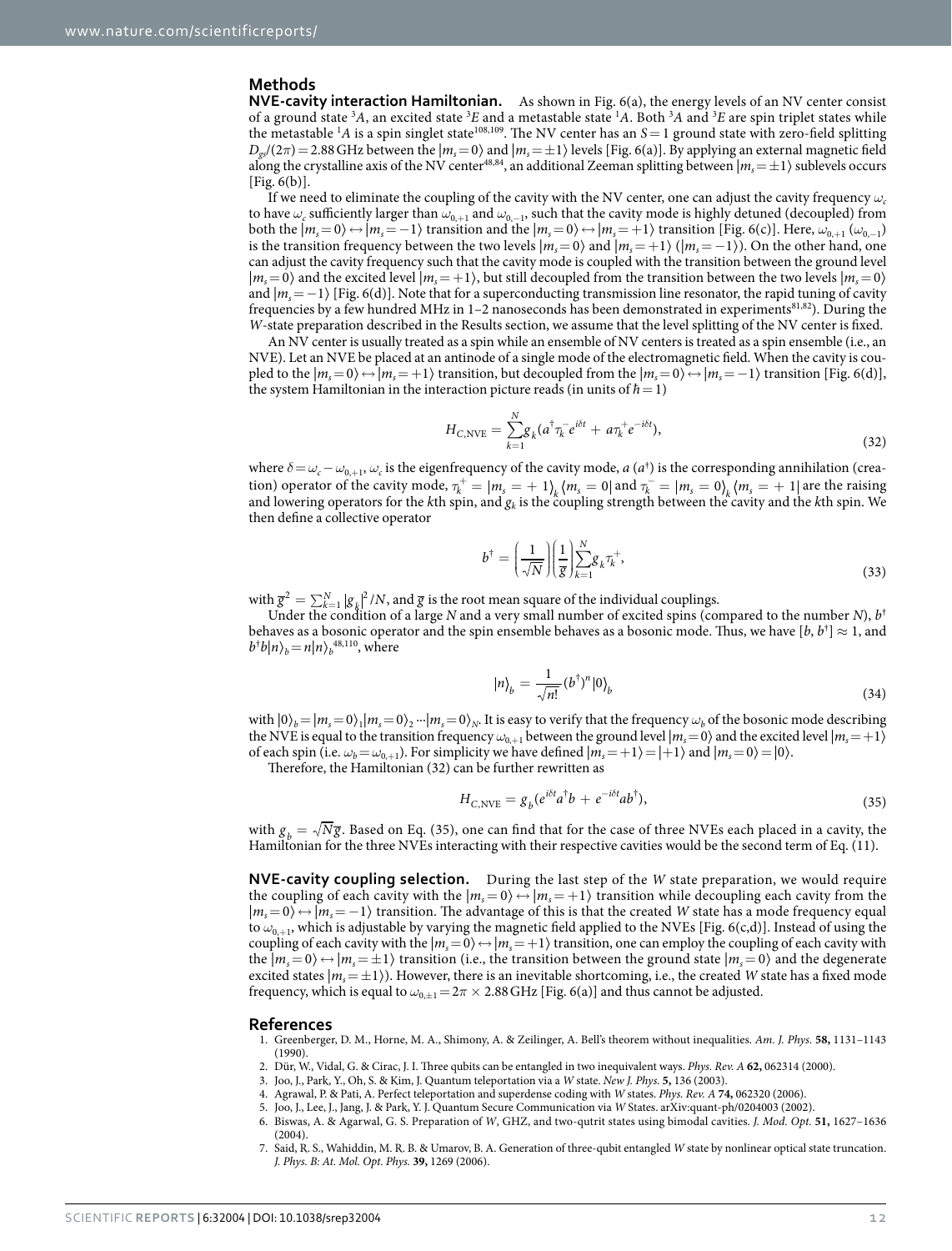## Methods

**NVE-cavity interaction Hamiltonian.** As shown in Fig. 6(a), the energy levels of an NV center consist of a ground state $^3A$, an excited state $^3E$ and a metastable state $^1A$. Both $^3A$ and $^3E$ are spin triplet states while the metastable $^1A$ is a spin singlet state[108,109]. The NV center has an $S=1$ ground state with zero-field splitting $D_{gs}/(2\pi)=2.88$ GHz between the $|m_s=0\rangle$ and $|m_s=\pm1\rangle$ levels [Fig. 6(a)]. By applying an external magnetic field along the crystalline axis of the NV center[48,84], an additional Zeeman splitting between $|m_s=\pm1\rangle$ sublevels occurs [Fig. 6(b)].

If we need to eliminate the coupling of the cavity with the NV center, one can adjust the cavity frequency $\omega_c$ to have $\omega_c$ sufficiently larger than $\omega_{0,+1}$ and $\omega_{0,-1}$, such that the cavity mode is highly detuned (decoupled) from both the $|m_s=0\rangle\leftrightarrow|m_s=-1\rangle$ transition and the $|m_s=0\rangle\leftrightarrow|m_s=+1\rangle$ transition [Fig. 6(c)]. Here, $\omega_{0,+1}$ ($\omega_{0,-1}$) is the transition frequency between the two levels $|m_s=0\rangle$ and $|m_s=+1\rangle$ ($|m_s=-1\rangle$). On the other hand, one can adjust the cavity frequency such that the cavity mode is coupled with the transition between the ground level $|m_s=0\rangle$ and the excited level $|m_s=+1\rangle$, but still decoupled from the transition between the two levels $|m_s=0\rangle$ and $|m_s=-1\rangle$ [Fig. 6(d)]. Note that for a superconducting transmission line resonator, the rapid tuning of cavity frequencies by a few hundred MHz in 1–2 nanoseconds has been demonstrated in experiments[81,82]). During the $W$-state preparation described in the Results section, we assume that the level splitting of the NV center is fixed.

An NV center is usually treated as a spin while an ensemble of NV centers is treated as a spin ensemble (i.e., an NVE). Let an NVE be placed at an antinode of a single mode of the electromagnetic field. When the cavity is coupled to the $|m_s=0\rangle\leftrightarrow|m_s=+1\rangle$ transition, but decoupled from the $|m_s=0\rangle\leftrightarrow|m_s=-1\rangle$ transition [Fig. 6(d)], the system Hamiltonian in the interaction picture reads (in units of $\hbar=1$)

$$H_{C,\mathrm{NVE}}=\sum_{k=1}^{N}g_k\left(a^{\dagger}\tau_k^{-}e^{i\delta t}+a\tau_k^{+}e^{-i\delta t}\right),\tag{32}$$

where $\delta=\omega_c-\omega_{0,+1}$, $\omega_c$ is the eigenfrequency of the cavity mode, $a$ ($a^{\dagger}$) is the corresponding annihilation (creation) operator of the cavity mode, $\tau_k^{+}=|m_s=+1\rangle_k\langle m_s=0|$ and $\tau_k^{-}=|m_s=0\rangle_k\langle m_s=+1|$ are the raising and lowering operators for the $k$th spin, and $g_k$ is the coupling strength between the cavity and the $k$th spin. We then define a collective operator

$$b^{\dagger}=\left(\frac{1}{\sqrt{N}}\right)\left(\frac{1}{\overline{g}}\right)\sum_{k=1}^{N}g_k\tau_k^{+},\tag{33}$$

with $\overline{g}^2=\sum_{k=1}^{N}|g_k|^2/N$, and $\overline{g}$ is the root mean square of the individual couplings.

Under the condition of a large $N$ and a very small number of excited spins (compared to the number $N$), $b^{\dagger}$ behaves as a bosonic operator and the spin ensemble behaves as a bosonic mode. Thus, we have $[b,b^{\dagger}]\approx1$, and $b^{\dagger}b|n\rangle_b=n|n\rangle_b$[48,110], where

$$|n\rangle_b=\frac{1}{\sqrt{n!}}(b^{\dagger})^n|0\rangle_b\tag{34}$$

with $|0\rangle_b=|m_s=0\rangle_1|m_s=0\rangle_2\cdots|m_s=0\rangle_N$. It is easy to verify that the frequency $\omega_b$ of the bosonic mode describing the NVE is equal to the transition frequency $\omega_{0,+1}$ between the ground level $|m_s=0\rangle$ and the excited level $|m_s=+1\rangle$ of each spin (i.e. $\omega_b=\omega_{0,+1}$). For simplicity we have defined $|m_s=+1\rangle=|+1\rangle$ and $|m_s=0\rangle=|0\rangle$.

Therefore, the Hamiltonian (32) can be further rewritten as

$$H_{C,\mathrm{NVE}}=g_b\left(e^{i\delta t}a^{\dagger}b+e^{-i\delta t}ab^{\dagger}\right),\tag{35}$$

with $g_b=\sqrt{N}\overline{g}$. Based on Eq. (35), one can find that for the case of three NVEs each placed in a cavity, the Hamiltonian for the three NVEs interacting with their respective cavities would be the second term of Eq. (11).

**NVE-cavity coupling selection.** During the last step of the $W$ state preparation, we would require the coupling of each cavity with the $|m_s=0\rangle\leftrightarrow|m_s=+1\rangle$ transition while decoupling each cavity from the $|m_s=0\rangle\leftrightarrow|m_s=-1\rangle$ transition. The advantage of this is that the created $W$ state has a mode frequency equal to $\omega_{0,+1}$, which is adjustable by varying the magnetic field applied to the NVEs [Fig. 6(c,d)]. Instead of using the coupling of each cavity with the $|m_s=0\rangle\leftrightarrow|m_s=+1\rangle$ transition, one can employ the coupling of each cavity with the $|m_s=0\rangle\leftrightarrow|m_s=\pm1\rangle$ transition (i.e., the transition between the ground state $|m_s=0\rangle$ and the degenerate excited states $|m_s=\pm1\rangle$). However, there is an inevitable shortcoming, i.e., the created $W$ state has a fixed mode frequency, which is equal to $\omega_{0,\pm1}=2\pi\times2.88$ GHz [Fig. 6(a)] and thus cannot be adjusted.

## References

1. Greenberger, D. M., Horne, M. A., Shimony, A. & Zeilinger, A. Bell's theorem without inequalities. *Am. J. Phys.* **58,** 1131–1143 (1990).
2. Dür, W., Vidal, G. & Cirac, J. I. Three qubits can be entangled in two inequivalent ways. *Phys. Rev. A* **62,** 062314 (2000).
3. Joo, J., Park, Y., Oh, S. & Kim, J. Quantum teleportation via a *W* state. *New J. Phys.* **5,** 136 (2003).
4. Agrawal, P. & Pati, A. Perfect teleportation and superdense coding with *W* states. *Phys. Rev. A* **74,** 062320 (2006).
5. Joo, J., Lee, J., Jang, J. & Park, Y. J. Quantum Secure Communication via *W* States. arXiv:quant-ph/0204003 (2002).
6. Biswas, A. & Agarwal, G. S. Preparation of *W*, GHZ, and two-qutrit states using bimodal cavities. *J. Mod. Opt.* **51,** 1627–1636 (2004).
7. Said, R. S., Wahiddin, M. R. B. & Umarov, B. A. Generation of three-qubit entangled *W* state by nonlinear optical state truncation. *J. Phys. B: At. Mol. Opt. Phys.* **39,** 1269 (2006).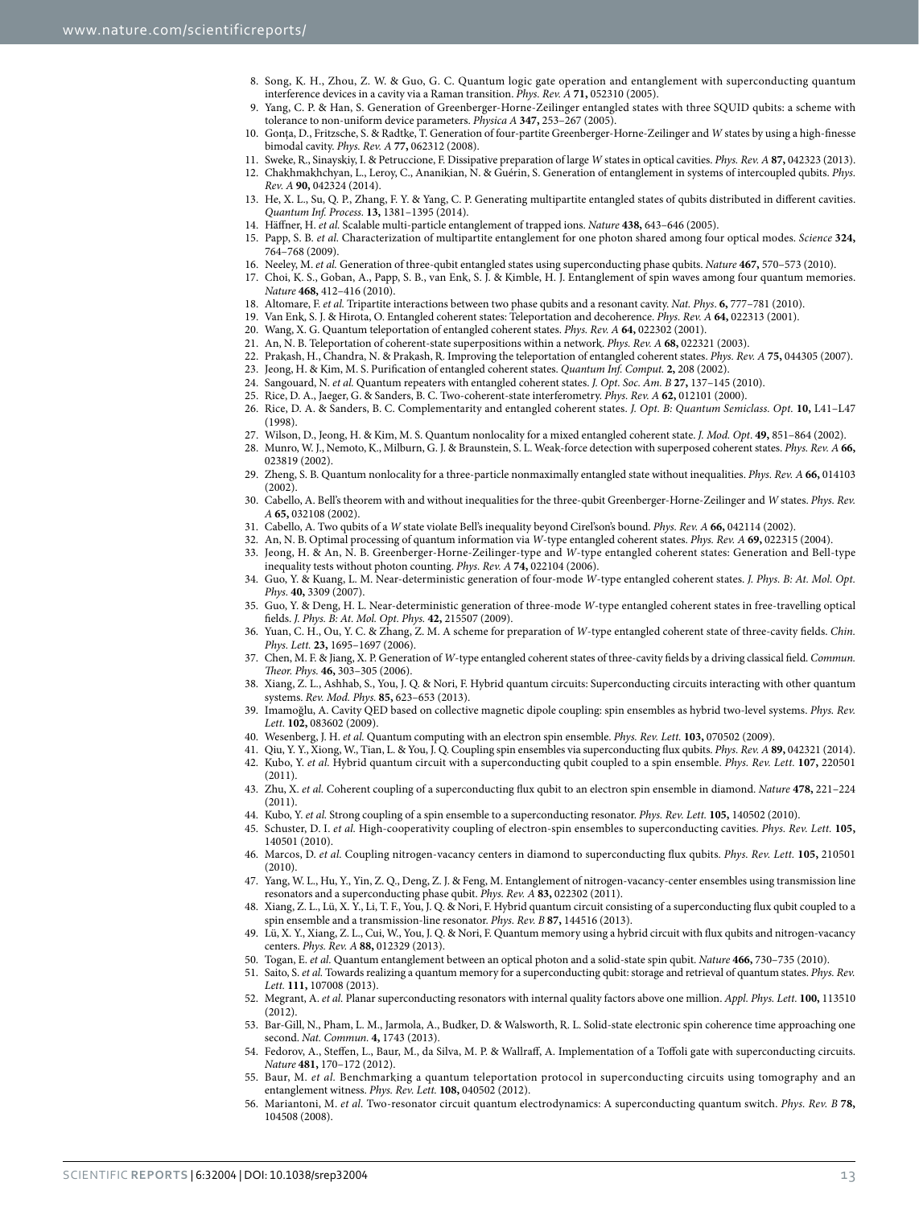8. Song, K. H., Zhou, Z. W. & Guo, G. C. Quantum logic gate operation and entanglement with superconducting quantum interference devices in a cavity via a Raman transition. *Phys. Rev. A* **71,** 052310 (2005).
9. Yang, C. P. & Han, S. Generation of Greenberger-Horne-Zeilinger entangled states with three SQUID qubits: a scheme with tolerance to non-uniform device parameters. *Physica A* **347,** 253–267 (2005).
10. Gonţa, D., Fritzsche, S. & Radtke, T. Generation of four-partite Greenberger-Horne-Zeilinger and *W* states by using a high-finesse bimodal cavity. *Phys. Rev. A* **77,** 062312 (2008).
11. Sweke, R., Sinayskiy, I. & Petruccione, F. Dissipative preparation of large *W* states in optical cavities. *Phys. Rev. A* **87,** 042323 (2013).
12. Chakhmakhchyan, L., Leroy, C., Ananikian, N. & Guérin, S. Generation of entanglement in systems of intercoupled qubits. *Phys. Rev. A* **90,** 042324 (2014).
13. He, X. L., Su, Q. P., Zhang, F. Y. & Yang, C. P. Generating multipartite entangled states of qubits distributed in different cavities. *Quantum Inf. Process.* **13,** 1381–1395 (2014).
14. Häffner, H. *et al.* Scalable multi-particle entanglement of trapped ions. *Nature* **438,** 643–646 (2005).
15. Papp, S. B. *et al.* Characterization of multipartite entanglement for one photon shared among four optical modes. *Science* **324,** 764–768 (2009).
16. Neeley, M. *et al.* Generation of three-qubit entangled states using superconducting phase qubits. *Nature* **467,** 570–573 (2010).
17. Choi, K. S., Goban, A., Papp, S. B., van Enk, S. J. & Kimble, H. J. Entanglement of spin waves among four quantum memories. *Nature* **468,** 412–416 (2010).
18. Altomare, F. *et al.* Tripartite interactions between two phase qubits and a resonant cavity. *Nat. Phys*. **6,** 777–781 (2010).
19. Van Enk, S. J. & Hirota, O. Entangled coherent states: Teleportation and decoherence. *Phys. Rev. A* **64,** 022313 (2001).
20. Wang, X. G. Quantum teleportation of entangled coherent states. *Phys. Rev. A* **64,** 022302 (2001).
21. An, N. B. Teleportation of coherent-state superpositions within a network. *Phys. Rev. A* **68,** 022321 (2003).
22. Prakash, H., Chandra, N. & Prakash, R. Improving the teleportation of entangled coherent states. *Phys. Rev. A* **75,** 044305 (2007).
23. Jeong, H. & Kim, M. S. Purification of entangled coherent states. *Quantum Inf. Comput.* **2,** 208 (2002).
24. Sangouard, N. *et al.* Quantum repeaters with entangled coherent states. *J. Opt. Soc. Am. B* **27,** 137–145 (2010).
25. Rice, D. A., Jaeger, G. & Sanders, B. C. Two-coherent-state interferometry. *Phys. Rev. A* **62,** 012101 (2000).
26. Rice, D. A. & Sanders, B. C. Complementarity and entangled coherent states. *J. Opt. B: Quantum Semiclass. Opt.* **10,** L41–L47 (1998).
27. Wilson, D., Jeong, H. & Kim, M. S. Quantum nonlocality for a mixed entangled coherent state. *J. Mod. Opt*. **49,** 851–864 (2002).
28. Munro, W. J., Nemoto, K., Milburn, G. J. & Braunstein, S. L. Weak-force detection with superposed coherent states. *Phys. Rev. A* **66,** 023819 (2002).
29. Zheng, S. B. Quantum nonlocality for a three-particle nonmaximally entangled state without inequalities. *Phys. Rev. A* **66,** 014103 (2002).
30. Cabello, A. Bell's theorem with and without inequalities for the three-qubit Greenberger-Horne-Zeilinger and *W* states. *Phys. Rev. A* **65,** 032108 (2002).
31. Cabello, A. Two qubits of a *W* state violate Bell's inequality beyond Cirel'son's bound. *Phys. Rev. A* **66,** 042114 (2002).
32. An, N. B. Optimal processing of quantum information via *W*-type entangled coherent states. *Phys. Rev. A* **69,** 022315 (2004).
33. Jeong, H. & An, N. B. Greenberger-Horne-Zeilinger-type and *W*-type entangled coherent states: Generation and Bell-type inequality tests without photon counting. *Phys. Rev. A* **74,** 022104 (2006).
34. Guo, Y. & Kuang, L. M. Near-deterministic generation of four-mode *W*-type entangled coherent states. *J. Phys. B: At. Mol. Opt. Phys.* **40,** 3309 (2007).
35. Guo, Y. & Deng, H. L. Near-deterministic generation of three-mode *W*-type entangled coherent states in free-travelling optical fields. *J. Phys. B: At. Mol. Opt. Phys.* **42,** 215507 (2009).
36. Yuan, C. H., Ou, Y. C. & Zhang, Z. M. A scheme for preparation of *W*-type entangled coherent state of three-cavity fields. *Chin. Phys. Lett.* **23,** 1695–1697 (2006).
37. Chen, M. F. & Jiang, X. P. Generation of *W*-type entangled coherent states of three-cavity fields by a driving classical field. *Commun. Theor. Phys.* **46,** 303–305 (2006).
38. Xiang, Z. L., Ashhab, S., You, J. Q. & Nori, F. Hybrid quantum circuits: Superconducting circuits interacting with other quantum systems. *Rev. Mod. Phys.* **85,** 623–653 (2013).
39. Imamoğlu, A. Cavity QED based on collective magnetic dipole coupling: spin ensembles as hybrid two-level systems. *Phys. Rev. Lett.* **102,** 083602 (2009).
40. Wesenberg, J. H. *et al.* Quantum computing with an electron spin ensemble. *Phys. Rev. Lett.* **103,** 070502 (2009).
41. Qiu, Y. Y., Xiong, W., Tian, L. & You, J. Q. Coupling spin ensembles via superconducting flux qubits. *Phys. Rev. A* **89,** 042321 (2014).
42. Kubo, Y. *et al.* Hybrid quantum circuit with a superconducting qubit coupled to a spin ensemble. *Phys. Rev. Lett.* **107,** 220501 (2011).
43. Zhu, X. *et al.* Coherent coupling of a superconducting flux qubit to an electron spin ensemble in diamond. *Nature* **478,** 221–224 (2011).
44. Kubo, Y. *et al.* Strong coupling of a spin ensemble to a superconducting resonator. *Phys. Rev. Lett.* **105,** 140502 (2010).
45. Schuster, D. I. *et al.* High-cooperativity coupling of electron-spin ensembles to superconducting cavities. *Phys. Rev. Lett.* **105,** 140501 (2010).
46. Marcos, D. *et al.* Coupling nitrogen-vacancy centers in diamond to superconducting flux qubits. *Phys. Rev. Lett.* **105,** 210501 (2010).
47. Yang, W. L., Hu, Y., Yin, Z. Q., Deng, Z. J. & Feng, M. Entanglement of nitrogen-vacancy-center ensembles using transmission line resonators and a superconducting phase qubit. *Phys. Rev. A* **83,** 022302 (2011).
48. Xiang, Z. L., Lü, X. Y., Li, T. F., You, J. Q. & Nori, F. Hybrid quantum circuit consisting of a superconducting flux qubit coupled to a spin ensemble and a transmission-line resonator. *Phys. Rev. B* **87,** 144516 (2013).
49. Lü, X. Y., Xiang, Z. L., Cui, W., You, J. Q. & Nori, F. Quantum memory using a hybrid circuit with flux qubits and nitrogen-vacancy centers. *Phys. Rev. A* **88,** 012329 (2013).
50. Togan, E. *et al.* Quantum entanglement between an optical photon and a solid-state spin qubit. *Nature* **466,** 730–735 (2010).
51. Saito, S. *et al.* Towards realizing a quantum memory for a superconducting qubit: storage and retrieval of quantum states. *Phys. Rev. Lett.* **111,** 107008 (2013).
52. Megrant, A. *et al.* Planar superconducting resonators with internal quality factors above one million. *Appl. Phys. Lett.* **100,** 113510 (2012).
53. Bar-Gill, N., Pham, L. M., Jarmola, A., Budker, D. & Walsworth, R. L. Solid-state electronic spin coherence time approaching one second. *Nat. Commun.* **4,** 1743 (2013).
54. Fedorov, A., Steffen, L., Baur, M., da Silva, M. P. & Wallraff, A. Implementation of a Toffoli gate with superconducting circuits. *Nature* **481,** 170–172 (2012).
55. Baur, M. *et al.* Benchmarking a quantum teleportation protocol in superconducting circuits using tomography and an entanglement witness. *Phys. Rev. Lett.* **108,** 040502 (2012).
56. Mariantoni, M. *et al.* Two-resonator circuit quantum electrodynamics: A superconducting quantum switch. *Phys. Rev. B* **78,** 104508 (2008).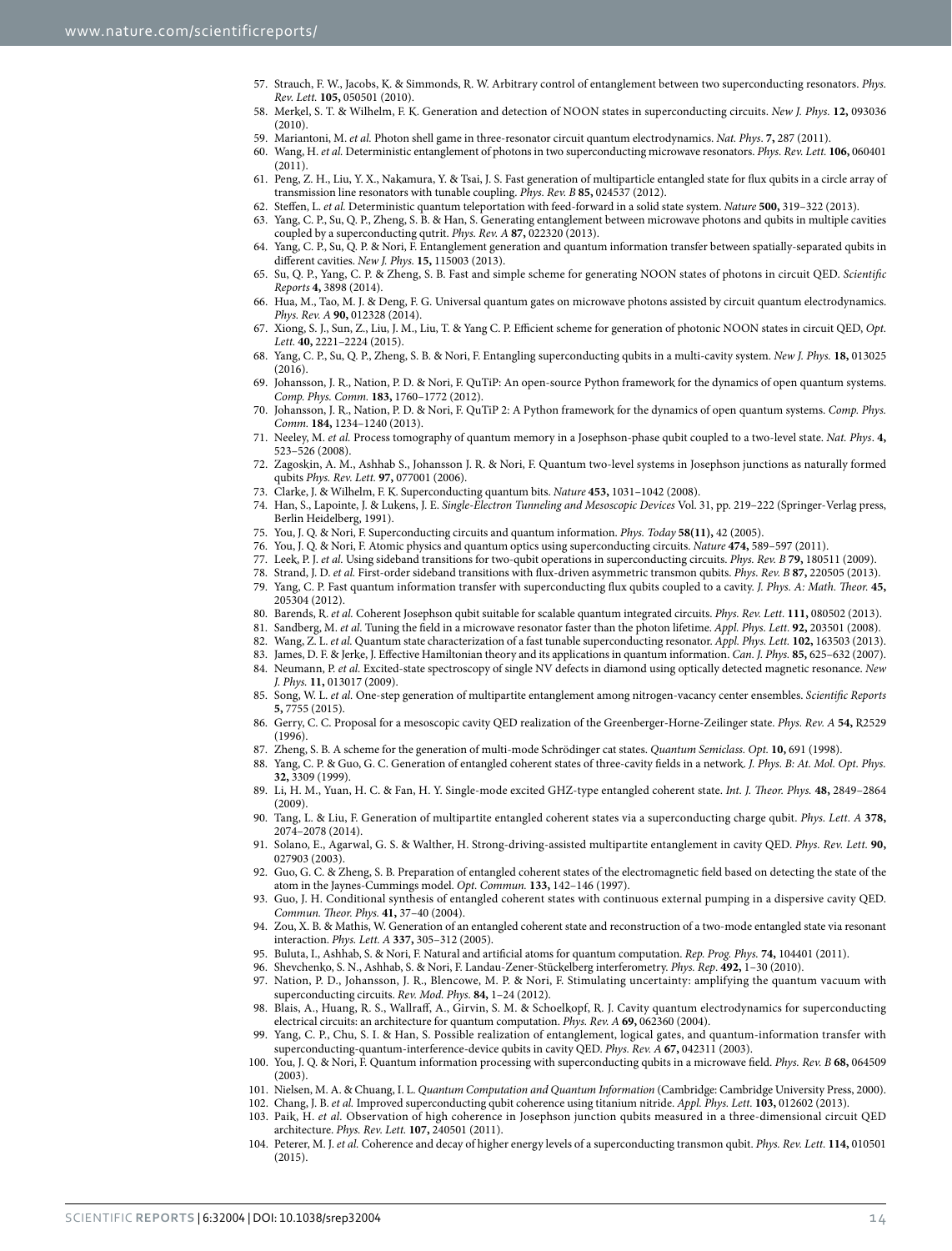57. Strauch, F. W., Jacobs, K. & Simmonds, R. W. Arbitrary control of entanglement between two superconducting resonators. *Phys. Rev. Lett.* **105,** 050501 (2010).
58. Merkel, S. T. & Wilhelm, F. K. Generation and detection of NOON states in superconducting circuits. *New J. Phys.* **12,** 093036 (2010).
59. Mariantoni, M. *et al.* Photon shell game in three-resonator circuit quantum electrodynamics. *Nat. Phys*. **7,** 287 (2011).
60. Wang, H. *et al.* Deterministic entanglement of photons in two superconducting microwave resonators. *Phys. Rev. Lett.* **106,** 060401 (2011).
61. Peng, Z. H., Liu, Y. X., Nakamura, Y. & Tsai, J. S. Fast generation of multiparticle entangled state for flux qubits in a circle array of transmission line resonators with tunable coupling. *Phys. Rev. B* **85,** 024537 (2012).
62. Steffen, L. *et al.* Deterministic quantum teleportation with feed-forward in a solid state system. *Nature* **500,** 319–322 (2013).
63. Yang, C. P., Su, Q. P., Zheng, S. B. & Han, S. Generating entanglement between microwave photons and qubits in multiple cavities coupled by a superconducting qutrit. *Phys. Rev. A* **87,** 022320 (2013).
64. Yang, C. P., Su, Q. P. & Nori, F. Entanglement generation and quantum information transfer between spatially-separated qubits in different cavities. *New J. Phys.* **15,** 115003 (2013).
65. Su, Q. P., Yang, C. P. & Zheng, S. B. Fast and simple scheme for generating NOON states of photons in circuit QED. *Scientific Reports* **4,** 3898 (2014).
66. Hua, M., Tao, M. J. & Deng, F. G. Universal quantum gates on microwave photons assisted by circuit quantum electrodynamics. *Phys. Rev. A* **90,** 012328 (2014).
67. Xiong, S. J., Sun, Z., Liu, J. M., Liu, T. & Yang C. P. Efficient scheme for generation of photonic NOON states in circuit QED, *Opt. Lett.* **40,** 2221–2224 (2015).
68. Yang, C. P., Su, Q. P., Zheng, S. B. & Nori, F. Entangling superconducting qubits in a multi-cavity system. *New J. Phys.* **18,** 013025 (2016).
69. Johansson, J. R., Nation, P. D. & Nori, F. QuTiP: An open-source Python framework for the dynamics of open quantum systems. *Comp. Phys. Comm.* **183,** 1760–1772 (2012).
70. Johansson, J. R., Nation, P. D. & Nori, F. QuTiP 2: A Python framework for the dynamics of open quantum systems. *Comp. Phys. Comm.* **184,** 1234–1240 (2013).
71. Neeley, M. *et al.* Process tomography of quantum memory in a Josephson-phase qubit coupled to a two-level state. *Nat. Phys*. **4,** 523–526 (2008).
72. Zagoskin, A. M., Ashhab S., Johansson J. R. & Nori, F. Quantum two-level systems in Josephson junctions as naturally formed qubits *Phys. Rev. Lett.* **97,** 077001 (2006).
73. Clarke, J. & Wilhelm, F. K. Superconducting quantum bits. *Nature* **453,** 1031–1042 (2008).
74. Han, S., Lapointe, J. & Lukens, J. E. *Single-Electron Tunneling and Mesoscopic Devices* Vol. 31, pp. 219–222 (Springer-Verlag press, Berlin Heidelberg, 1991).
75. You, J. Q. & Nori, F. Superconducting circuits and quantum information. *Phys. Today* **58(11),** 42 (2005).
76. You, J. Q. & Nori, F. Atomic physics and quantum optics using superconducting circuits. *Nature* **474,** 589–597 (2011).
77. Leek, P. J. *et al.* Using sideband transitions for two-qubit operations in superconducting circuits. *Phys. Rev. B* **79,** 180511 (2009).
78. Strand, J. D. *et al.* First-order sideband transitions with flux-driven asymmetric transmon qubits. *Phys. Rev. B* **87,** 220505 (2013).
79. Yang, C. P. Fast quantum information transfer with superconducting flux qubits coupled to a cavity. *J. Phys. A: Math. Theor.* **45,** 205304 (2012).
80. Barends, R. *et al.* Coherent Josephson qubit suitable for scalable quantum integrated circuits. *Phys. Rev. Lett.* **111,** 080502 (2013).
81. Sandberg, M. *et al.* Tuning the field in a microwave resonator faster than the photon lifetime. *Appl. Phys. Lett.* **92,** 203501 (2008).
82. Wang, Z. L. *et al.* Quantum state characterization of a fast tunable superconducting resonator. *Appl. Phys. Lett.* **102,** 163503 (2013).
83. James, D. F. & Jerke, J. Effective Hamiltonian theory and its applications in quantum information. *Can. J. Phys.* **85,** 625–632 (2007).
84. Neumann, P. *et al.* Excited-state spectroscopy of single NV defects in diamond using optically detected magnetic resonance. *New J. Phys.* **11,** 013017 (2009).
85. Song, W. L. *et al.* One-step generation of multipartite entanglement among nitrogen-vacancy center ensembles. *Scientific Reports* **5,** 7755 (2015).
86. Gerry, C. C. Proposal for a mesoscopic cavity QED realization of the Greenberger-Horne-Zeilinger state. *Phys. Rev. A* **54,** R2529 (1996).
87. Zheng, S. B. A scheme for the generation of multi-mode Schrödinger cat states. *Quantum Semiclass. Opt.* **10,** 691 (1998).
88. Yang, C. P. & Guo, G. C. Generation of entangled coherent states of three-cavity fields in a network. *J. Phys. B: At. Mol. Opt. Phys.* **32,** 3309 (1999).
89. Li, H. M., Yuan, H. C. & Fan, H. Y. Single-mode excited GHZ-type entangled coherent state. *Int. J. Theor. Phys.* **48,** 2849–2864 (2009).
90. Tang, L. & Liu, F. Generation of multipartite entangled coherent states via a superconducting charge qubit. *Phys. Lett. A* **378,** 2074–2078 (2014).
91. Solano, E., Agarwal, G. S. & Walther, H. Strong-driving-assisted multipartite entanglement in cavity QED. *Phys. Rev. Lett.* **90,** 027903 (2003).
92. Guo, G. C. & Zheng, S. B. Preparation of entangled coherent states of the electromagnetic field based on detecting the state of the atom in the Jaynes-Cummings model. *Opt. Commun.* **133,** 142–146 (1997).
93. Guo, J. H. Conditional synthesis of entangled coherent states with continuous external pumping in a dispersive cavity QED. *Commun. Theor. Phys.* **41,** 37–40 (2004).
94. Zou, X. B. & Mathis, W. Generation of an entangled coherent state and reconstruction of a two-mode entangled state via resonant interaction. *Phys. Lett. A* **337,** 305–312 (2005).
95. Buluta, I., Ashhab, S. & Nori, F. Natural and artificial atoms for quantum computation. *Rep. Prog. Phys.* **74,** 104401 (2011).
96. Shevchenko, S. N., Ashhab, S. & Nori, F. Landau-Zener-Stückelberg interferometry. *Phys. Rep*. **492,** 1–30 (2010).
97. Nation, P. D., Johansson, J. R., Blencowe, M. P. & Nori, F. Stimulating uncertainty: amplifying the quantum vacuum with superconducting circuits. *Rev. Mod. Phys.* **84,** 1–24 (2012).
98. Blais, A., Huang, R. S., Wallraff, A., Girvin, S. M. & Schoelkopf, R. J. Cavity quantum electrodynamics for superconducting electrical circuits: an architecture for quantum computation. *Phys. Rev. A* **69,** 062360 (2004).
99. Yang, C. P., Chu, S. I. & Han, S. Possible realization of entanglement, logical gates, and quantum-information transfer with superconducting-quantum-interference-device qubits in cavity QED. *Phys. Rev. A* **67,** 042311 (2003).
100. You, J. Q. & Nori, F. Quantum information processing with superconducting qubits in a microwave field. *Phys. Rev. B* **68,** 064509 (2003).
101. Nielsen, M. A. & Chuang, I. L. *Quantum Computation and Quantum Information* (Cambridge: Cambridge University Press, 2000).
102. Chang, J. B. *et al.* Improved superconducting qubit coherence using titanium nitride. *Appl. Phys. Lett.* **103,** 012602 (2013).
103. Paik, H. *et al.* Observation of high coherence in Josephson junction qubits measured in a three-dimensional circuit QED architecture. *Phys. Rev. Lett.* **107,** 240501 (2011).
104. Peterer, M. J. *et al.* Coherence and decay of higher energy levels of a superconducting transmon qubit. *Phys. Rev. Lett.* **114,** 010501 (2015).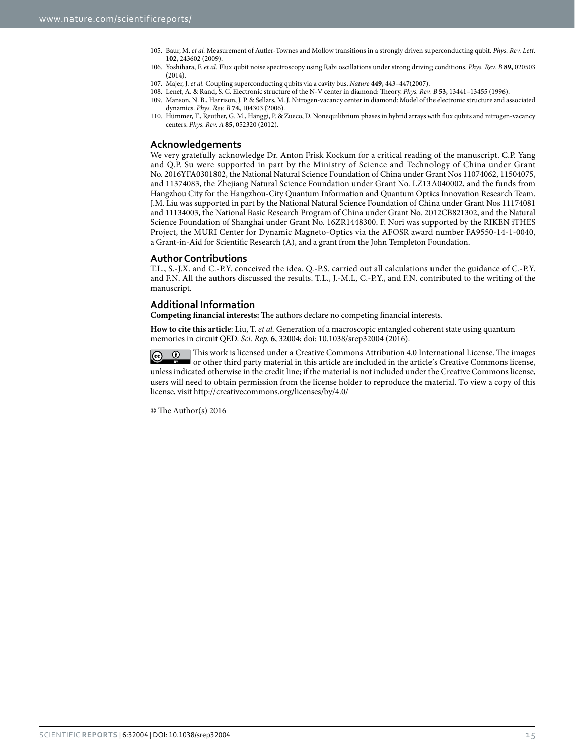105. Baur, M. *et al.* Measurement of Autler-Townes and Mollow transitions in a strongly driven superconducting qubit. *Phys. Rev. Lett.* **102,** 243602 (2009).
106. Yoshihara, F. *et al.* Flux qubit noise spectroscopy using Rabi oscillations under strong driving conditions. *Phys. Rev. B* **89,** 020503 (2014).
107. Majer, J. *et al.* Coupling superconducting qubits via a cavity bus. *Nature* **449,** 443–447(2007).
108. Lenef, A. & Rand, S. C. Electronic structure of the N-V center in diamond: Theory. *Phys. Rev. B* **53,** 13441–13455 (1996).
109. Manson, N. B., Harrison, J. P. & Sellars, M. J. Nitrogen-vacancy center in diamond: Model of the electronic structure and associated dynamics. *Phys. Rev. B* **74,** 104303 (2006).
110. Hümmer, T., Reuther, G. M., Hänggi, P. & Zueco, D. Nonequilibrium phases in hybrid arrays with flux qubits and nitrogen-vacancy centers. *Phys. Rev. A* **85,** 052320 (2012).

## Acknowledgements

We very gratefully acknowledge Dr. Anton Frisk Kockum for a critical reading of the manuscript. C.P. Yang and Q.P. Su were supported in part by the Ministry of Science and Technology of China under Grant No. 2016YFA0301802, the National Natural Science Foundation of China under Grant Nos 11074062, 11504075, and 11374083, the Zhejiang Natural Science Foundation under Grant No. LZ13A040002, and the funds from Hangzhou City for the Hangzhou-City Quantum Information and Quantum Optics Innovation Research Team. J.M. Liu was supported in part by the National Natural Science Foundation of China under Grant Nos 11174081 and 11134003, the National Basic Research Program of China under Grant No. 2012CB821302, and the Natural Science Foundation of Shanghai under Grant No. 16ZR1448300. F. Nori was supported by the RIKEN iTHES Project, the MURI Center for Dynamic Magneto-Optics via the AFOSR award number FA9550-14-1-0040, a Grant-in-Aid for Scientific Research (A), and a grant from the John Templeton Foundation.

## Author Contributions

T.L., S.-J.X. and C.-P.Y. conceived the idea. Q.-P.S. carried out all calculations under the guidance of C.-P.Y. and F.N. All the authors discussed the results. T.L., J.-M.L, C.-P.Y., and F.N. contributed to the writing of the manuscript.

## Additional Information

**Competing financial interests:** The authors declare no competing financial interests.

**How to cite this article**: Liu, T. *et al.* Generation of a macroscopic entangled coherent state using quantum memories in circuit QED. *Sci. Rep.* **6**, 32004; doi: 10.1038/srep32004 (2016).

This work is licensed under a Creative Commons Attribution 4.0 International License. The images or other third party material in this article are included in the article's Creative Commons license, unless indicated otherwise in the credit line; if the material is not included under the Creative Commons license, users will need to obtain permission from the license holder to reproduce the material. To view a copy of this license, visit http://creativecommons.org/licenses/by/4.0/

© The Author(s) 2016